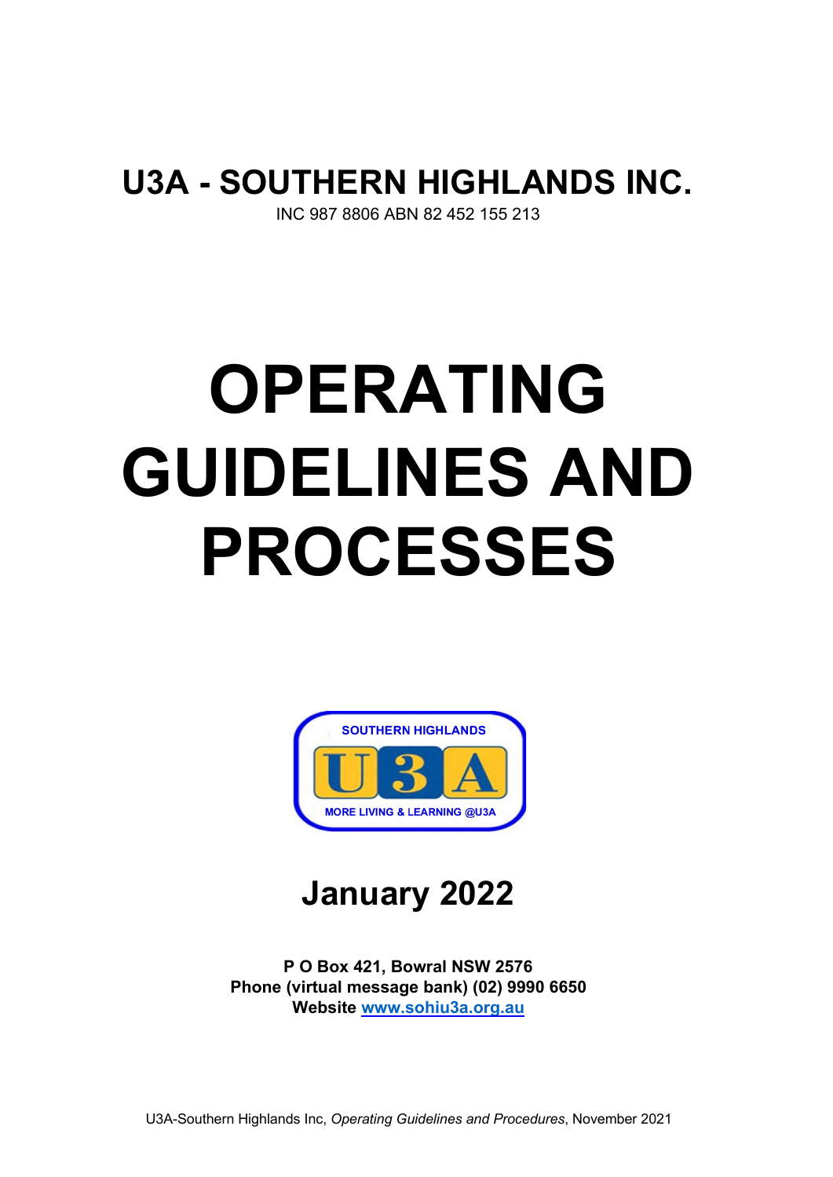# U3A - SOUTHERN HIGHLANDS INC.

INC 987 8806 ABN 82 452 155 213

# OPERATING GUIDELINES AND PROCESSES

SOUTHERN HIGHLANDS

U3A

MORE LIVING & LEARNING @U3A

## January 2022

**P O Box 421, Bowral NSW 2576**
**Phone (virtual message bank) (02) 9990 6650**
**Website [www.sohiu3a.org.au](http://www.sohiu3a.org.au)**

U3A-Southern Highlands Inc, *Operating Guidelines and Procedures*, November 2021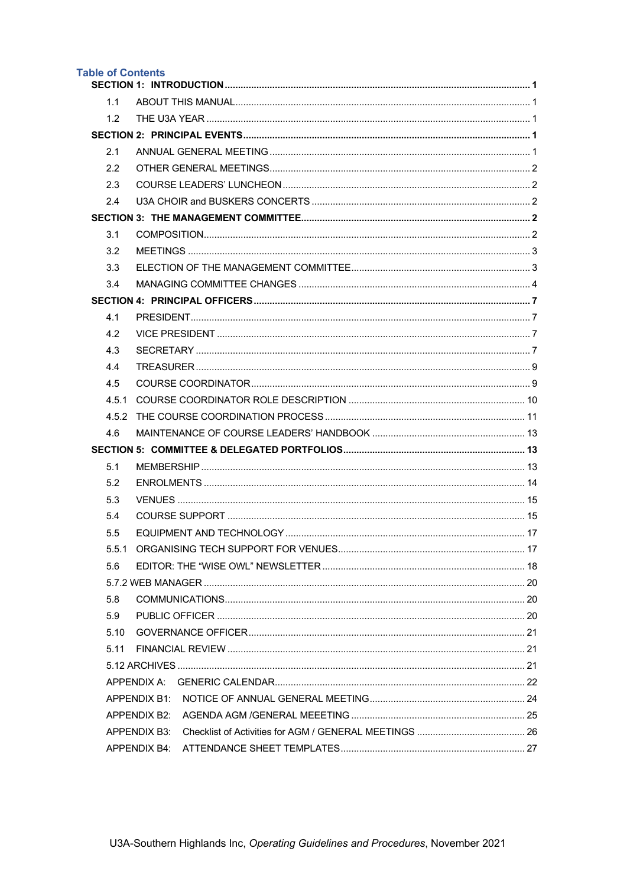## Table of Contents

**SECTION 1: INTRODUCTION** .......... **1**

- 1.1 ABOUT THIS MANUAL .......... 1
- 1.2 THE U3A YEAR .......... 1

**SECTION 2: PRINCIPAL EVENTS** .......... **1**

- 2.1 ANNUAL GENERAL MEETING .......... 1
- 2.2 OTHER GENERAL MEETINGS .......... 2
- 2.3 COURSE LEADERS' LUNCHEON .......... 2
- 2.4 U3A CHOIR and BUSKERS CONCERTS .......... 2

**SECTION 3: THE MANAGEMENT COMMITTEE** .......... **2**

- 3.1 COMPOSITION .......... 2
- 3.2 MEETINGS .......... 3
- 3.3 ELECTION OF THE MANAGEMENT COMMITTEE .......... 3
- 3.4 MANAGING COMMITTEE CHANGES .......... 4

**SECTION 4: PRINCIPAL OFFICERS** .......... **7**

- 4.1 PRESIDENT .......... 7
- 4.2 VICE PRESIDENT .......... 7
- 4.3 SECRETARY .......... 7
- 4.4 TREASURER .......... 9
- 4.5 COURSE COORDINATOR .......... 9
- 4.5.1 COURSE COORDINATOR ROLE DESCRIPTION .......... 10
- 4.5.2 THE COURSE COORDINATION PROCESS .......... 11
- 4.6 MAINTENANCE OF COURSE LEADERS' HANDBOOK .......... 13

**SECTION 5: COMMITTEE & DELEGATED PORTFOLIOS** .......... **13**

- 5.1 MEMBERSHIP .......... 13
- 5.2 ENROLMENTS .......... 14
- 5.3 VENUES .......... 15
- 5.4 COURSE SUPPORT .......... 15
- 5.5 EQUIPMENT AND TECHNOLOGY .......... 17
- 5.5.1 ORGANISING TECH SUPPORT FOR VENUES .......... 17
- 5.6 EDITOR: THE "WISE OWL" NEWSLETTER .......... 18
- 5.7.2 WEB MANAGER .......... 20
- 5.8 COMMUNICATIONS .......... 20
- 5.9 PUBLIC OFFICER .......... 20
- 5.10 GOVERNANCE OFFICER .......... 21
- 5.11 FINANCIAL REVIEW .......... 21
- 5.12 ARCHIVES .......... 21
- APPENDIX A: GENERIC CALENDAR .......... 22
- APPENDIX B1: NOTICE OF ANNUAL GENERAL MEETING .......... 24
- APPENDIX B2: AGENDA AGM /GENERAL MEEETING .......... 25
- APPENDIX B3: Checklist of Activities for AGM / GENERAL MEETINGS .......... 26
- APPENDIX B4: ATTENDANCE SHEET TEMPLATES .......... 27

U3A-Southern Highlands Inc, *Operating Guidelines and Procedures*, November 2021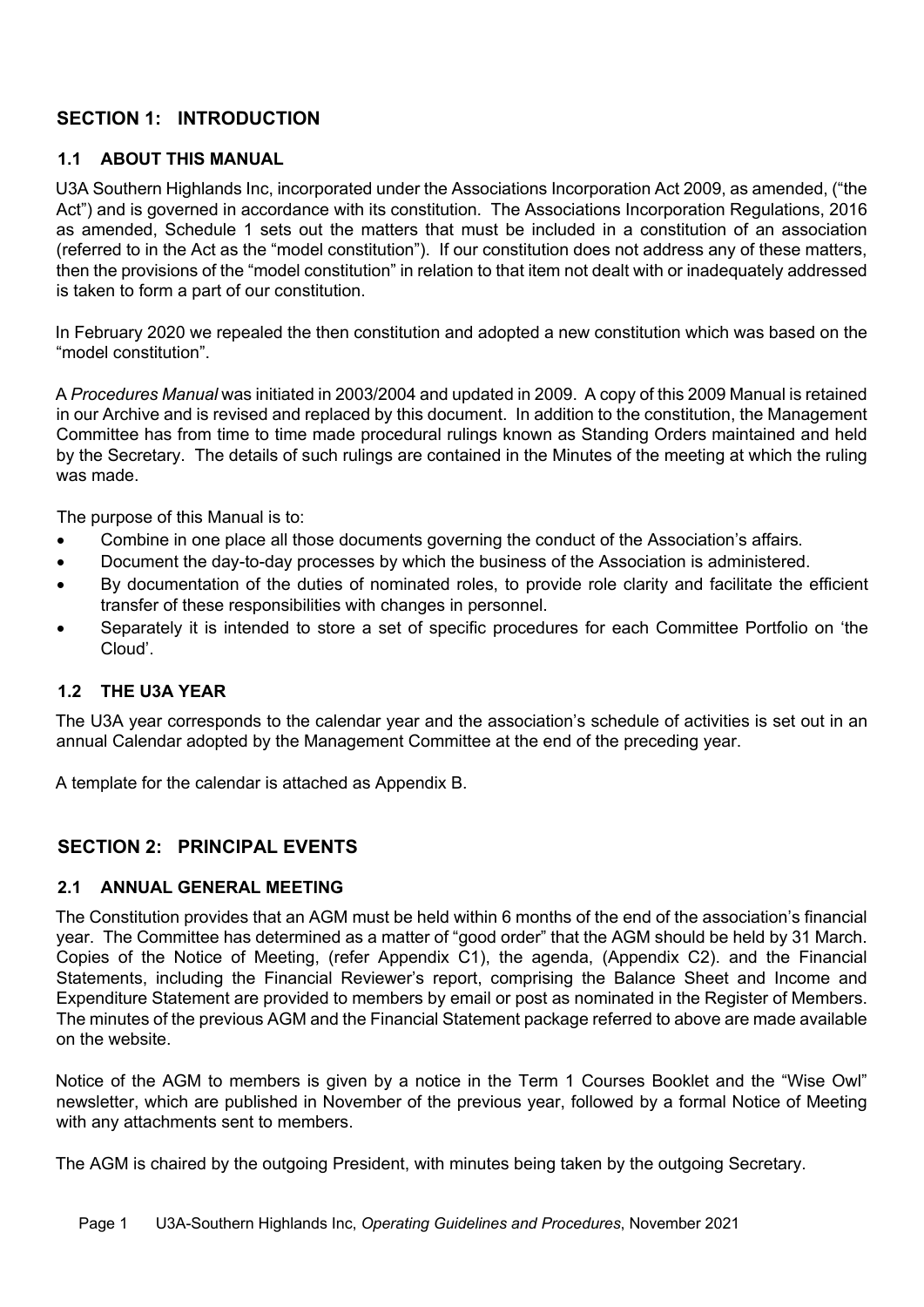## SECTION 1: INTRODUCTION

### 1.1 ABOUT THIS MANUAL

U3A Southern Highlands Inc, incorporated under the Associations Incorporation Act 2009, as amended, ("the Act") and is governed in accordance with its constitution. The Associations Incorporation Regulations, 2016 as amended, Schedule 1 sets out the matters that must be included in a constitution of an association (referred to in the Act as the "model constitution"). If our constitution does not address any of these matters, then the provisions of the "model constitution" in relation to that item not dealt with or inadequately addressed is taken to form a part of our constitution.

In February 2020 we repealed the then constitution and adopted a new constitution which was based on the "model constitution".

A *Procedures Manual* was initiated in 2003/2004 and updated in 2009. A copy of this 2009 Manual is retained in our Archive and is revised and replaced by this document. In addition to the constitution, the Management Committee has from time to time made procedural rulings known as Standing Orders maintained and held by the Secretary. The details of such rulings are contained in the Minutes of the meeting at which the ruling was made.

The purpose of this Manual is to:

- Combine in one place all those documents governing the conduct of the Association's affairs.
- Document the day-to-day processes by which the business of the Association is administered.
- By documentation of the duties of nominated roles, to provide role clarity and facilitate the efficient transfer of these responsibilities with changes in personnel.
- Separately it is intended to store a set of specific procedures for each Committee Portfolio on 'the Cloud'.

### 1.2 THE U3A YEAR

The U3A year corresponds to the calendar year and the association's schedule of activities is set out in an annual Calendar adopted by the Management Committee at the end of the preceding year.

A template for the calendar is attached as Appendix B.

## SECTION 2: PRINCIPAL EVENTS

### 2.1 ANNUAL GENERAL MEETING

The Constitution provides that an AGM must be held within 6 months of the end of the association's financial year. The Committee has determined as a matter of "good order" that the AGM should be held by 31 March. Copies of the Notice of Meeting, (refer Appendix C1), the agenda, (Appendix C2). and the Financial Statements, including the Financial Reviewer's report, comprising the Balance Sheet and Income and Expenditure Statement are provided to members by email or post as nominated in the Register of Members. The minutes of the previous AGM and the Financial Statement package referred to above are made available on the website.

Notice of the AGM to members is given by a notice in the Term 1 Courses Booklet and the "Wise Owl" newsletter, which are published in November of the previous year, followed by a formal Notice of Meeting with any attachments sent to members.

The AGM is chaired by the outgoing President, with minutes being taken by the outgoing Secretary.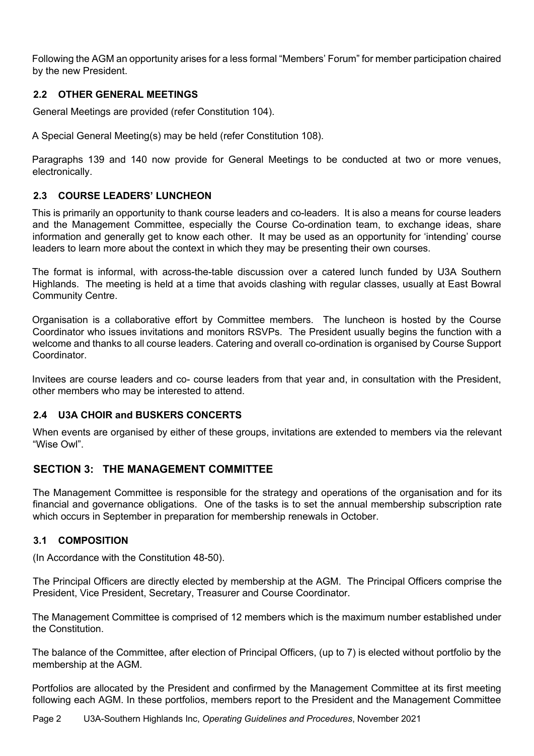Following the AGM an opportunity arises for a less formal "Members' Forum" for member participation chaired by the new President.

### 2.2 OTHER GENERAL MEETINGS

General Meetings are provided (refer Constitution 104).

A Special General Meeting(s) may be held (refer Constitution 108).

Paragraphs 139 and 140 now provide for General Meetings to be conducted at two or more venues, electronically.

### 2.3 COURSE LEADERS' LUNCHEON

This is primarily an opportunity to thank course leaders and co-leaders. It is also a means for course leaders and the Management Committee, especially the Course Co-ordination team, to exchange ideas, share information and generally get to know each other. It may be used as an opportunity for 'intending' course leaders to learn more about the context in which they may be presenting their own courses.

The format is informal, with across-the-table discussion over a catered lunch funded by U3A Southern Highlands. The meeting is held at a time that avoids clashing with regular classes, usually at East Bowral Community Centre.

Organisation is a collaborative effort by Committee members. The luncheon is hosted by the Course Coordinator who issues invitations and monitors RSVPs. The President usually begins the function with a welcome and thanks to all course leaders. Catering and overall co-ordination is organised by Course Support Coordinator.

Invitees are course leaders and co- course leaders from that year and, in consultation with the President, other members who may be interested to attend.

### 2.4 U3A CHOIR and BUSKERS CONCERTS

When events are organised by either of these groups, invitations are extended to members via the relevant "Wise Owl".

## SECTION 3: THE MANAGEMENT COMMITTEE

The Management Committee is responsible for the strategy and operations of the organisation and for its financial and governance obligations. One of the tasks is to set the annual membership subscription rate which occurs in September in preparation for membership renewals in October.

### 3.1 COMPOSITION

(In Accordance with the Constitution 48-50).

The Principal Officers are directly elected by membership at the AGM. The Principal Officers comprise the President, Vice President, Secretary, Treasurer and Course Coordinator.

The Management Committee is comprised of 12 members which is the maximum number established under the Constitution.

The balance of the Committee, after election of Principal Officers, (up to 7) is elected without portfolio by the membership at the AGM.

Portfolios are allocated by the President and confirmed by the Management Committee at its first meeting following each AGM. In these portfolios, members report to the President and the Management Committee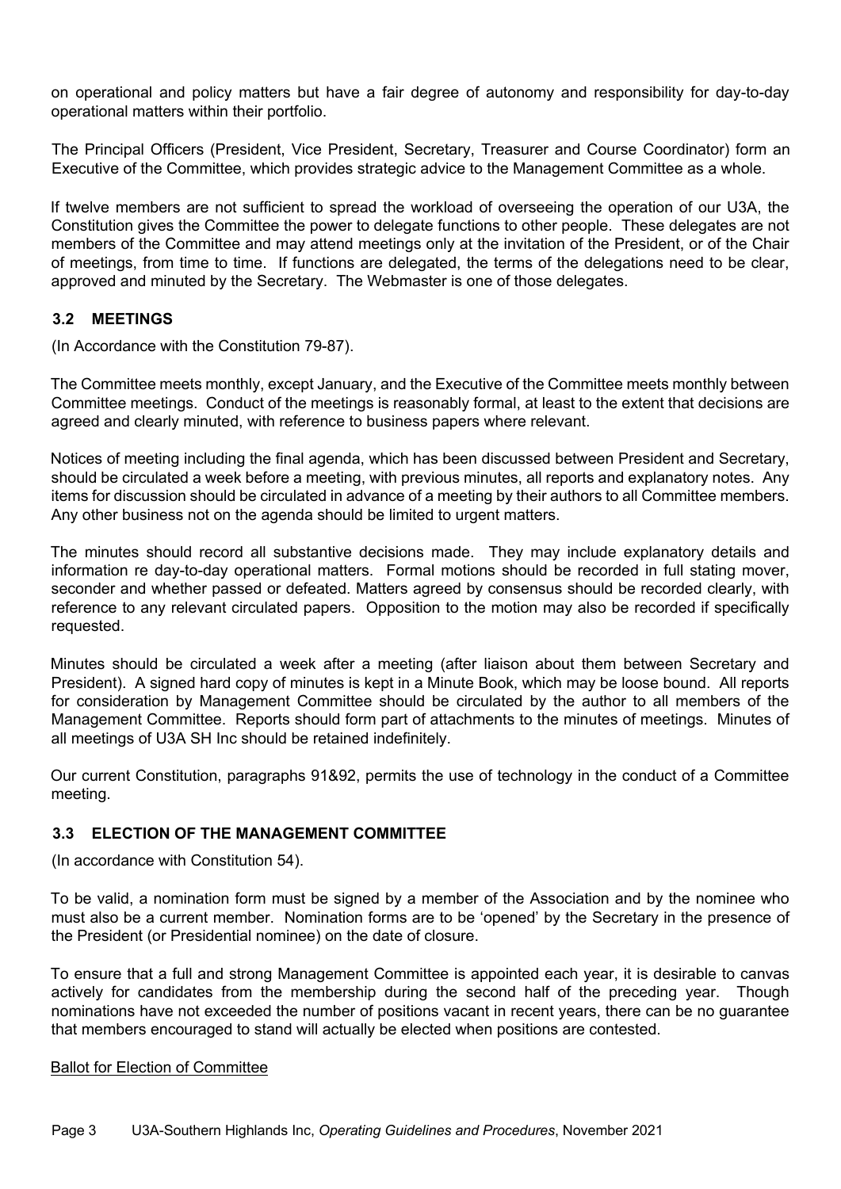on operational and policy matters but have a fair degree of autonomy and responsibility for day-to-day operational matters within their portfolio.

The Principal Officers (President, Vice President, Secretary, Treasurer and Course Coordinator) form an Executive of the Committee, which provides strategic advice to the Management Committee as a whole.

If twelve members are not sufficient to spread the workload of overseeing the operation of our U3A, the Constitution gives the Committee the power to delegate functions to other people. These delegates are not members of the Committee and may attend meetings only at the invitation of the President, or of the Chair of meetings, from time to time. If functions are delegated, the terms of the delegations need to be clear, approved and minuted by the Secretary. The Webmaster is one of those delegates.

### 3.2 MEETINGS

(In Accordance with the Constitution 79-87).

The Committee meets monthly, except January, and the Executive of the Committee meets monthly between Committee meetings. Conduct of the meetings is reasonably formal, at least to the extent that decisions are agreed and clearly minuted, with reference to business papers where relevant.

Notices of meeting including the final agenda, which has been discussed between President and Secretary, should be circulated a week before a meeting, with previous minutes, all reports and explanatory notes. Any items for discussion should be circulated in advance of a meeting by their authors to all Committee members. Any other business not on the agenda should be limited to urgent matters.

The minutes should record all substantive decisions made. They may include explanatory details and information re day-to-day operational matters. Formal motions should be recorded in full stating mover, seconder and whether passed or defeated. Matters agreed by consensus should be recorded clearly, with reference to any relevant circulated papers. Opposition to the motion may also be recorded if specifically requested.

Minutes should be circulated a week after a meeting (after liaison about them between Secretary and President). A signed hard copy of minutes is kept in a Minute Book, which may be loose bound. All reports for consideration by Management Committee should be circulated by the author to all members of the Management Committee. Reports should form part of attachments to the minutes of meetings. Minutes of all meetings of U3A SH Inc should be retained indefinitely.

Our current Constitution, paragraphs 91&92, permits the use of technology in the conduct of a Committee meeting.

### 3.3 ELECTION OF THE MANAGEMENT COMMITTEE

(In accordance with Constitution 54).

To be valid, a nomination form must be signed by a member of the Association and by the nominee who must also be a current member. Nomination forms are to be 'opened' by the Secretary in the presence of the President (or Presidential nominee) on the date of closure.

To ensure that a full and strong Management Committee is appointed each year, it is desirable to canvas actively for candidates from the membership during the second half of the preceding year. Though nominations have not exceeded the number of positions vacant in recent years, there can be no guarantee that members encouraged to stand will actually be elected when positions are contested.

<u>Ballot for Election of Committee</u>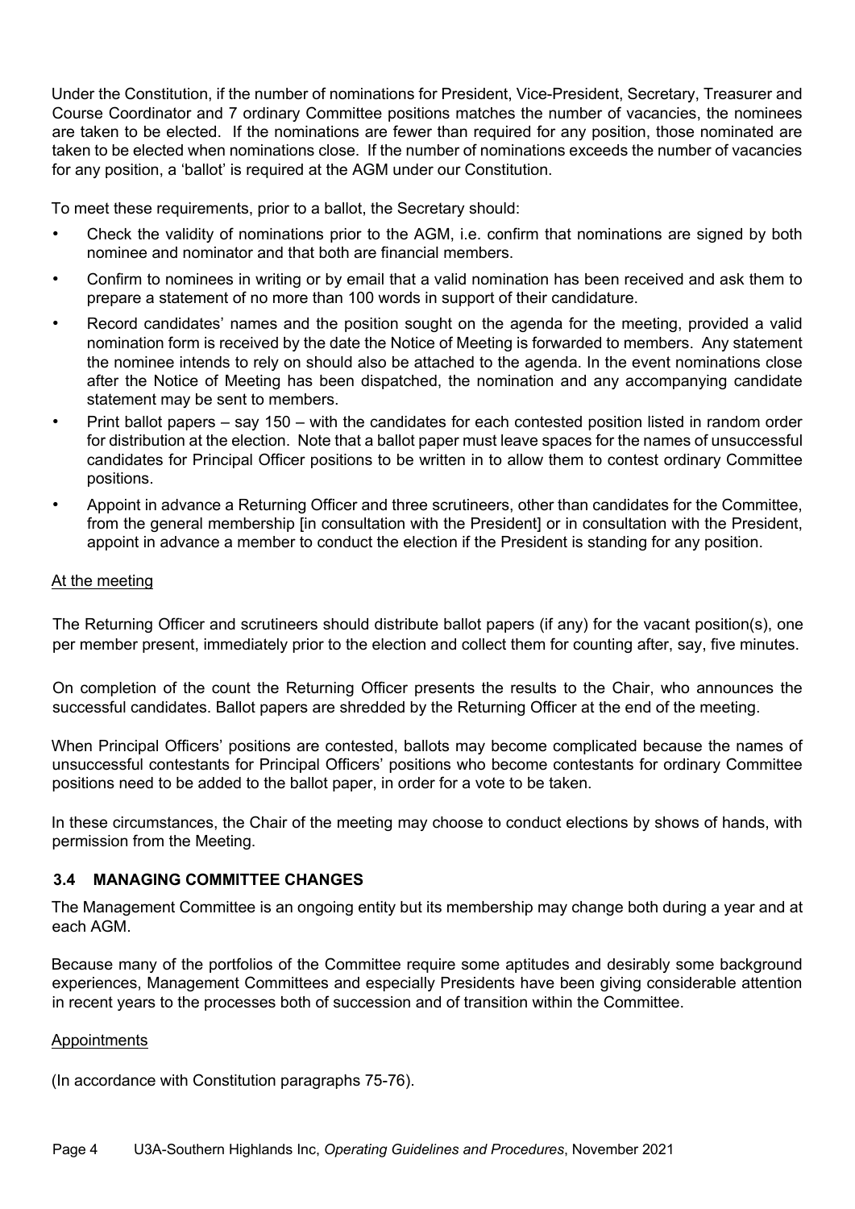Under the Constitution, if the number of nominations for President, Vice-President, Secretary, Treasurer and Course Coordinator and 7 ordinary Committee positions matches the number of vacancies, the nominees are taken to be elected. If the nominations are fewer than required for any position, those nominated are taken to be elected when nominations close. If the number of nominations exceeds the number of vacancies for any position, a 'ballot' is required at the AGM under our Constitution.

To meet these requirements, prior to a ballot, the Secretary should:

- Check the validity of nominations prior to the AGM, i.e. confirm that nominations are signed by both nominee and nominator and that both are financial members.
- Confirm to nominees in writing or by email that a valid nomination has been received and ask them to prepare a statement of no more than 100 words in support of their candidature.
- Record candidates' names and the position sought on the agenda for the meeting, provided a valid nomination form is received by the date the Notice of Meeting is forwarded to members. Any statement the nominee intends to rely on should also be attached to the agenda. In the event nominations close after the Notice of Meeting has been dispatched, the nomination and any accompanying candidate statement may be sent to members.
- Print ballot papers – say 150 – with the candidates for each contested position listed in random order for distribution at the election. Note that a ballot paper must leave spaces for the names of unsuccessful candidates for Principal Officer positions to be written in to allow them to contest ordinary Committee positions.
- Appoint in advance a Returning Officer and three scrutineers, other than candidates for the Committee, from the general membership [in consultation with the President] or in consultation with the President, appoint in advance a member to conduct the election if the President is standing for any position.

At the meeting

The Returning Officer and scrutineers should distribute ballot papers (if any) for the vacant position(s), one per member present, immediately prior to the election and collect them for counting after, say, five minutes.

On completion of the count the Returning Officer presents the results to the Chair, who announces the successful candidates. Ballot papers are shredded by the Returning Officer at the end of the meeting.

When Principal Officers' positions are contested, ballots may become complicated because the names of unsuccessful contestants for Principal Officers' positions who become contestants for ordinary Committee positions need to be added to the ballot paper, in order for a vote to be taken.

In these circumstances, the Chair of the meeting may choose to conduct elections by shows of hands, with permission from the Meeting.

### 3.4 MANAGING COMMITTEE CHANGES

The Management Committee is an ongoing entity but its membership may change both during a year and at each AGM.

Because many of the portfolios of the Committee require some aptitudes and desirably some background experiences, Management Committees and especially Presidents have been giving considerable attention in recent years to the processes both of succession and of transition within the Committee.

Appointments

(In accordance with Constitution paragraphs 75-76).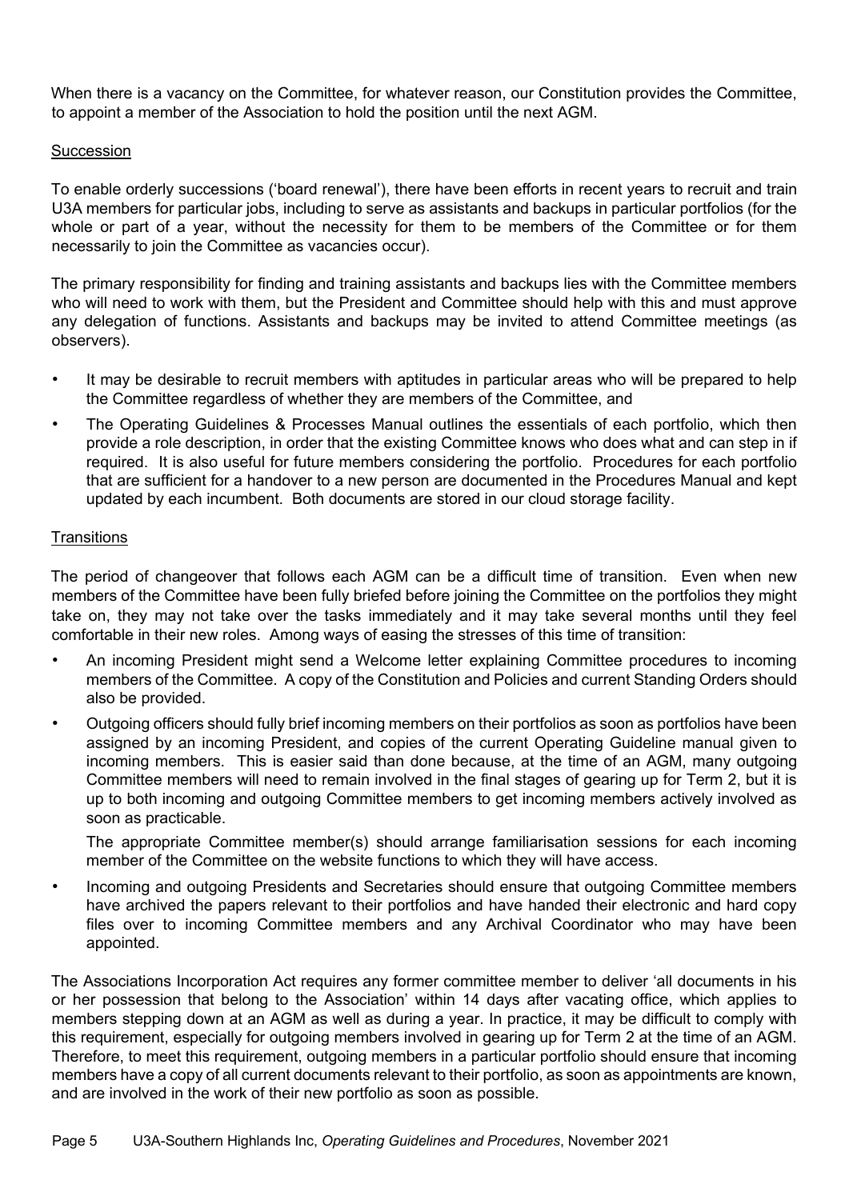When there is a vacancy on the Committee, for whatever reason, our Constitution provides the Committee, to appoint a member of the Association to hold the position until the next AGM.

## Succession

To enable orderly successions ('board renewal'), there have been efforts in recent years to recruit and train U3A members for particular jobs, including to serve as assistants and backups in particular portfolios (for the whole or part of a year, without the necessity for them to be members of the Committee or for them necessarily to join the Committee as vacancies occur).

The primary responsibility for finding and training assistants and backups lies with the Committee members who will need to work with them, but the President and Committee should help with this and must approve any delegation of functions. Assistants and backups may be invited to attend Committee meetings (as observers).

- It may be desirable to recruit members with aptitudes in particular areas who will be prepared to help the Committee regardless of whether they are members of the Committee, and
- The Operating Guidelines & Processes Manual outlines the essentials of each portfolio, which then provide a role description, in order that the existing Committee knows who does what and can step in if required. It is also useful for future members considering the portfolio. Procedures for each portfolio that are sufficient for a handover to a new person are documented in the Procedures Manual and kept updated by each incumbent. Both documents are stored in our cloud storage facility.

## Transitions

The period of changeover that follows each AGM can be a difficult time of transition. Even when new members of the Committee have been fully briefed before joining the Committee on the portfolios they might take on, they may not take over the tasks immediately and it may take several months until they feel comfortable in their new roles. Among ways of easing the stresses of this time of transition:

- An incoming President might send a Welcome letter explaining Committee procedures to incoming members of the Committee. A copy of the Constitution and Policies and current Standing Orders should also be provided.
- Outgoing officers should fully brief incoming members on their portfolios as soon as portfolios have been assigned by an incoming President, and copies of the current Operating Guideline manual given to incoming members. This is easier said than done because, at the time of an AGM, many outgoing Committee members will need to remain involved in the final stages of gearing up for Term 2, but it is up to both incoming and outgoing Committee members to get incoming members actively involved as soon as practicable.

  The appropriate Committee member(s) should arrange familiarisation sessions for each incoming member of the Committee on the website functions to which they will have access.
- Incoming and outgoing Presidents and Secretaries should ensure that outgoing Committee members have archived the papers relevant to their portfolios and have handed their electronic and hard copy files over to incoming Committee members and any Archival Coordinator who may have been appointed.

The Associations Incorporation Act requires any former committee member to deliver 'all documents in his or her possession that belong to the Association' within 14 days after vacating office, which applies to members stepping down at an AGM as well as during a year. In practice, it may be difficult to comply with this requirement, especially for outgoing members involved in gearing up for Term 2 at the time of an AGM. Therefore, to meet this requirement, outgoing members in a particular portfolio should ensure that incoming members have a copy of all current documents relevant to their portfolio, as soon as appointments are known, and are involved in the work of their new portfolio as soon as possible.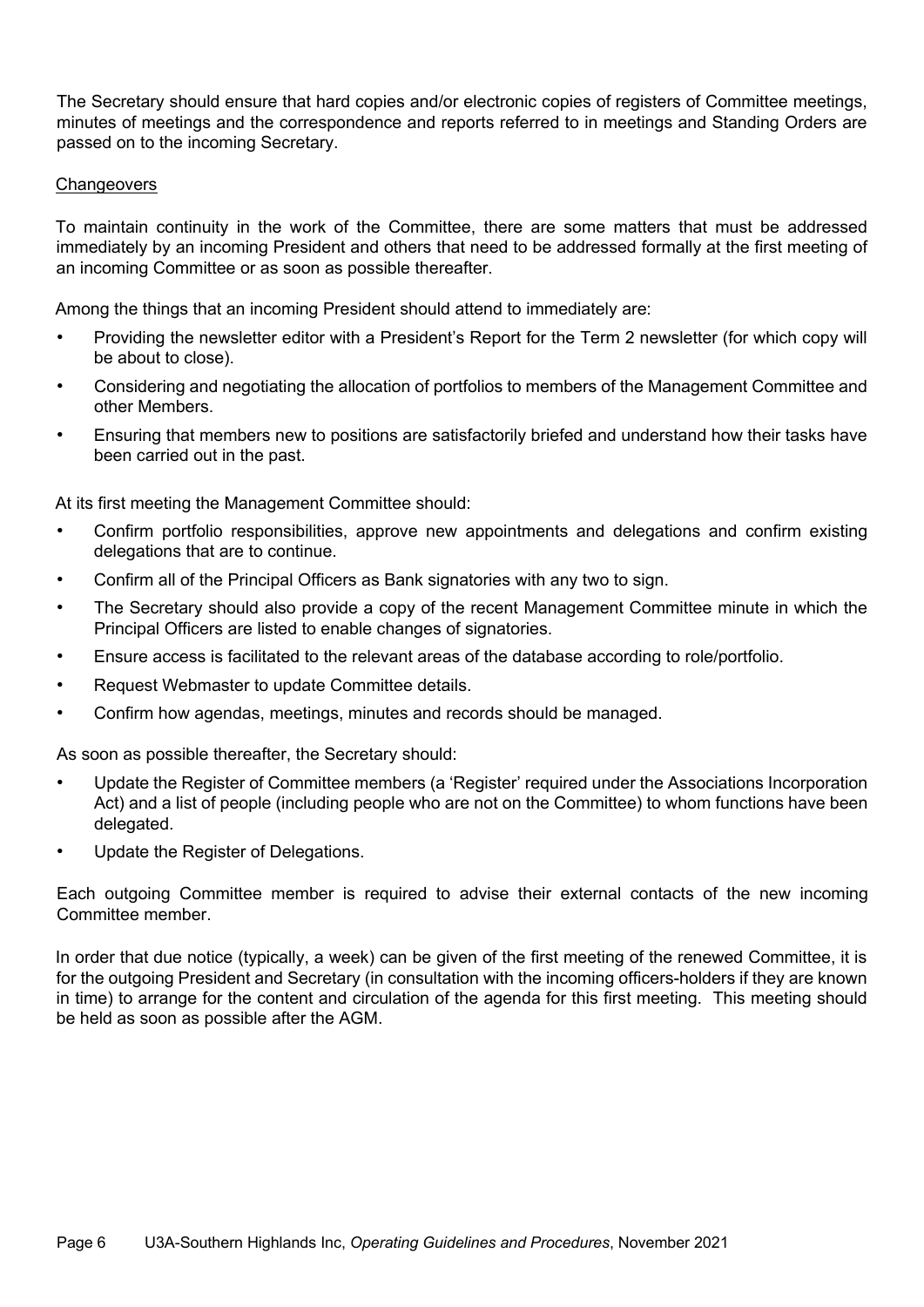The Secretary should ensure that hard copies and/or electronic copies of registers of Committee meetings, minutes of meetings and the correspondence and reports referred to in meetings and Standing Orders are passed on to the incoming Secretary.

## Changeovers

To maintain continuity in the work of the Committee, there are some matters that must be addressed immediately by an incoming President and others that need to be addressed formally at the first meeting of an incoming Committee or as soon as possible thereafter.

Among the things that an incoming President should attend to immediately are:

- Providing the newsletter editor with a President's Report for the Term 2 newsletter (for which copy will be about to close).
- Considering and negotiating the allocation of portfolios to members of the Management Committee and other Members.
- Ensuring that members new to positions are satisfactorily briefed and understand how their tasks have been carried out in the past.

At its first meeting the Management Committee should:

- Confirm portfolio responsibilities, approve new appointments and delegations and confirm existing delegations that are to continue.
- Confirm all of the Principal Officers as Bank signatories with any two to sign.
- The Secretary should also provide a copy of the recent Management Committee minute in which the Principal Officers are listed to enable changes of signatories.
- Ensure access is facilitated to the relevant areas of the database according to role/portfolio.
- Request Webmaster to update Committee details.
- Confirm how agendas, meetings, minutes and records should be managed.

As soon as possible thereafter, the Secretary should:

- Update the Register of Committee members (a 'Register' required under the Associations Incorporation Act) and a list of people (including people who are not on the Committee) to whom functions have been delegated.
- Update the Register of Delegations.

Each outgoing Committee member is required to advise their external contacts of the new incoming Committee member.

In order that due notice (typically, a week) can be given of the first meeting of the renewed Committee, it is for the outgoing President and Secretary (in consultation with the incoming officers-holders if they are known in time) to arrange for the content and circulation of the agenda for this first meeting. This meeting should be held as soon as possible after the AGM.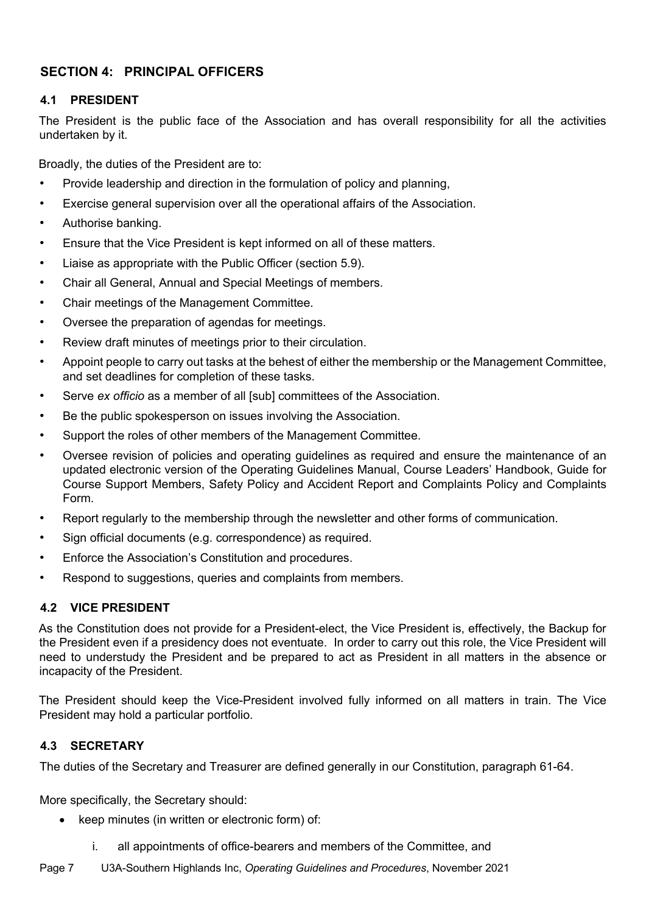## SECTION 4: PRINCIPAL OFFICERS

### 4.1 PRESIDENT

The President is the public face of the Association and has overall responsibility for all the activities undertaken by it.

Broadly, the duties of the President are to:

- Provide leadership and direction in the formulation of policy and planning,
- Exercise general supervision over all the operational affairs of the Association.
- Authorise banking.
- Ensure that the Vice President is kept informed on all of these matters.
- Liaise as appropriate with the Public Officer (section 5.9).
- Chair all General, Annual and Special Meetings of members.
- Chair meetings of the Management Committee.
- Oversee the preparation of agendas for meetings.
- Review draft minutes of meetings prior to their circulation.
- Appoint people to carry out tasks at the behest of either the membership or the Management Committee, and set deadlines for completion of these tasks.
- Serve *ex officio* as a member of all [sub] committees of the Association.
- Be the public spokesperson on issues involving the Association.
- Support the roles of other members of the Management Committee.
- Oversee revision of policies and operating guidelines as required and ensure the maintenance of an updated electronic version of the Operating Guidelines Manual, Course Leaders' Handbook, Guide for Course Support Members, Safety Policy and Accident Report and Complaints Policy and Complaints Form.
- Report regularly to the membership through the newsletter and other forms of communication.
- Sign official documents (e.g. correspondence) as required.
- Enforce the Association's Constitution and procedures.
- Respond to suggestions, queries and complaints from members.

### 4.2 VICE PRESIDENT

As the Constitution does not provide for a President-elect, the Vice President is, effectively, the Backup for the President even if a presidency does not eventuate. In order to carry out this role, the Vice President will need to understudy the President and be prepared to act as President in all matters in the absence or incapacity of the President.

The President should keep the Vice-President involved fully informed on all matters in train. The Vice President may hold a particular portfolio.

### 4.3 SECRETARY

The duties of the Secretary and Treasurer are defined generally in our Constitution, paragraph 61-64.

More specifically, the Secretary should:

- keep minutes (in written or electronic form) of:
    i. all appointments of office-bearers and members of the Committee, and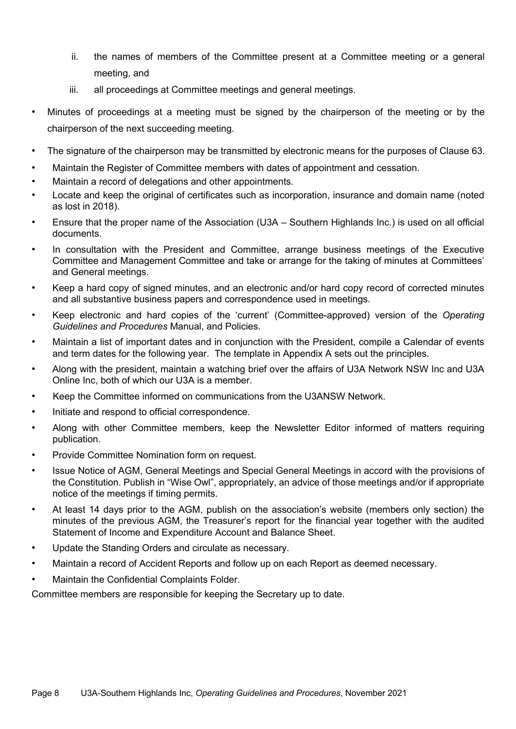ii. the names of members of the Committee present at a Committee meeting or a general meeting, and
   iii. all proceedings at Committee meetings and general meetings.

- Minutes of proceedings at a meeting must be signed by the chairperson of the meeting or by the chairperson of the next succeeding meeting.
- The signature of the chairperson may be transmitted by electronic means for the purposes of Clause 63.
- Maintain the Register of Committee members with dates of appointment and cessation.
- Maintain a record of delegations and other appointments.
- Locate and keep the original of certificates such as incorporation, insurance and domain name (noted as lost in 2018).
- Ensure that the proper name of the Association (U3A – Southern Highlands Inc.) is used on all official documents.
- In consultation with the President and Committee, arrange business meetings of the Executive Committee and Management Committee and take or arrange for the taking of minutes at Committees' and General meetings.
- Keep a hard copy of signed minutes, and an electronic and/or hard copy record of corrected minutes and all substantive business papers and correspondence used in meetings.
- Keep electronic and hard copies of the 'current' (Committee-approved) version of the *Operating Guidelines and Procedures* Manual, and Policies.
- Maintain a list of important dates and in conjunction with the President, compile a Calendar of events and term dates for the following year. The template in Appendix A sets out the principles.
- Along with the president, maintain a watching brief over the affairs of U3A Network NSW Inc and U3A Online Inc, both of which our U3A is a member.
- Keep the Committee informed on communications from the U3ANSW Network.
- Initiate and respond to official correspondence.
- Along with other Committee members, keep the Newsletter Editor informed of matters requiring publication.
- Provide Committee Nomination form on request.
- Issue Notice of AGM, General Meetings and Special General Meetings in accord with the provisions of the Constitution. Publish in "Wise Owl", appropriately, an advice of those meetings and/or if appropriate notice of the meetings if timing permits.
- At least 14 days prior to the AGM, publish on the association's website (members only section) the minutes of the previous AGM, the Treasurer's report for the financial year together with the audited Statement of Income and Expenditure Account and Balance Sheet.
- Update the Standing Orders and circulate as necessary.
- Maintain a record of Accident Reports and follow up on each Report as deemed necessary.
- Maintain the Confidential Complaints Folder.

Committee members are responsible for keeping the Secretary up to date.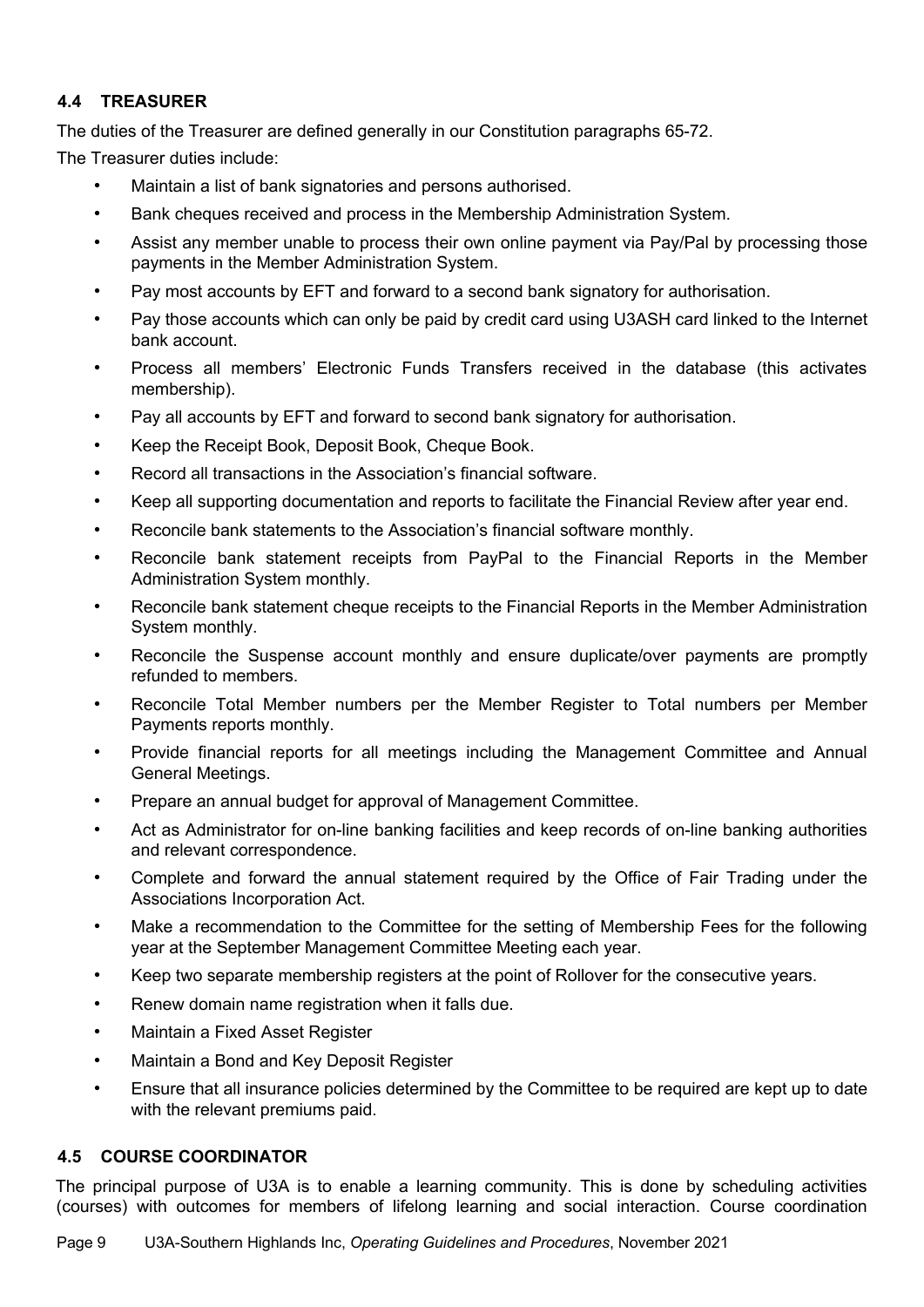### 4.4 TREASURER

The duties of the Treasurer are defined generally in our Constitution paragraphs 65-72.

The Treasurer duties include:

- Maintain a list of bank signatories and persons authorised.
- Bank cheques received and process in the Membership Administration System.
- Assist any member unable to process their own online payment via Pay/Pal by processing those payments in the Member Administration System.
- Pay most accounts by EFT and forward to a second bank signatory for authorisation.
- Pay those accounts which can only be paid by credit card using U3ASH card linked to the Internet bank account.
- Process all members' Electronic Funds Transfers received in the database (this activates membership).
- Pay all accounts by EFT and forward to second bank signatory for authorisation.
- Keep the Receipt Book, Deposit Book, Cheque Book.
- Record all transactions in the Association's financial software.
- Keep all supporting documentation and reports to facilitate the Financial Review after year end.
- Reconcile bank statements to the Association's financial software monthly.
- Reconcile bank statement receipts from PayPal to the Financial Reports in the Member Administration System monthly.
- Reconcile bank statement cheque receipts to the Financial Reports in the Member Administration System monthly.
- Reconcile the Suspense account monthly and ensure duplicate/over payments are promptly refunded to members.
- Reconcile Total Member numbers per the Member Register to Total numbers per Member Payments reports monthly.
- Provide financial reports for all meetings including the Management Committee and Annual General Meetings.
- Prepare an annual budget for approval of Management Committee.
- Act as Administrator for on-line banking facilities and keep records of on-line banking authorities and relevant correspondence.
- Complete and forward the annual statement required by the Office of Fair Trading under the Associations Incorporation Act.
- Make a recommendation to the Committee for the setting of Membership Fees for the following year at the September Management Committee Meeting each year.
- Keep two separate membership registers at the point of Rollover for the consecutive years.
- Renew domain name registration when it falls due.
- Maintain a Fixed Asset Register
- Maintain a Bond and Key Deposit Register
- Ensure that all insurance policies determined by the Committee to be required are kept up to date with the relevant premiums paid.

### 4.5 COURSE COORDINATOR

The principal purpose of U3A is to enable a learning community. This is done by scheduling activities (courses) with outcomes for members of lifelong learning and social interaction. Course coordination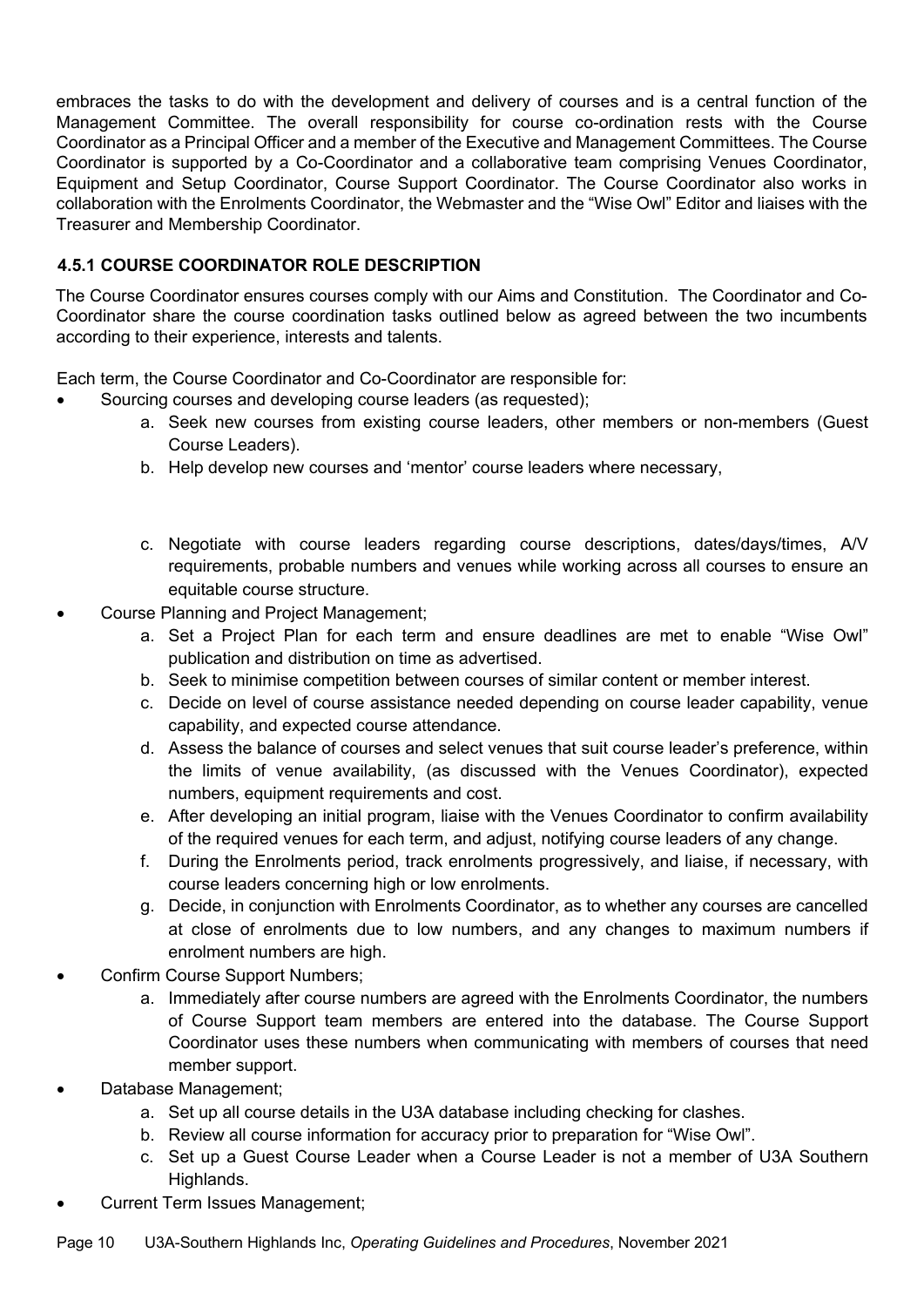embraces the tasks to do with the development and delivery of courses and is a central function of the Management Committee. The overall responsibility for course co-ordination rests with the Course Coordinator as a Principal Officer and a member of the Executive and Management Committees. The Course Coordinator is supported by a Co-Coordinator and a collaborative team comprising Venues Coordinator, Equipment and Setup Coordinator, Course Support Coordinator. The Course Coordinator also works in collaboration with the Enrolments Coordinator, the Webmaster and the "Wise Owl" Editor and liaises with the Treasurer and Membership Coordinator.

### 4.5.1 COURSE COORDINATOR ROLE DESCRIPTION

The Course Coordinator ensures courses comply with our Aims and Constitution. The Coordinator and Co-Coordinator share the course coordination tasks outlined below as agreed between the two incumbents according to their experience, interests and talents.

Each term, the Course Coordinator and Co-Coordinator are responsible for:

- Sourcing courses and developing course leaders (as requested);
  a. Seek new courses from existing course leaders, other members or non-members (Guest Course Leaders).
  b. Help develop new courses and 'mentor' course leaders where necessary,
  c. Negotiate with course leaders regarding course descriptions, dates/days/times, A/V requirements, probable numbers and venues while working across all courses to ensure an equitable course structure.
- Course Planning and Project Management;
  a. Set a Project Plan for each term and ensure deadlines are met to enable "Wise Owl" publication and distribution on time as advertised.
  b. Seek to minimise competition between courses of similar content or member interest.
  c. Decide on level of course assistance needed depending on course leader capability, venue capability, and expected course attendance.
  d. Assess the balance of courses and select venues that suit course leader's preference, within the limits of venue availability, (as discussed with the Venues Coordinator), expected numbers, equipment requirements and cost.
  e. After developing an initial program, liaise with the Venues Coordinator to confirm availability of the required venues for each term, and adjust, notifying course leaders of any change.
  f. During the Enrolments period, track enrolments progressively, and liaise, if necessary, with course leaders concerning high or low enrolments.
  g. Decide, in conjunction with Enrolments Coordinator, as to whether any courses are cancelled at close of enrolments due to low numbers, and any changes to maximum numbers if enrolment numbers are high.
- Confirm Course Support Numbers;
  a. Immediately after course numbers are agreed with the Enrolments Coordinator, the numbers of Course Support team members are entered into the database. The Course Support Coordinator uses these numbers when communicating with members of courses that need member support.
- Database Management;
  a. Set up all course details in the U3A database including checking for clashes.
  b. Review all course information for accuracy prior to preparation for "Wise Owl".
  c. Set up a Guest Course Leader when a Course Leader is not a member of U3A Southern Highlands.
- Current Term Issues Management;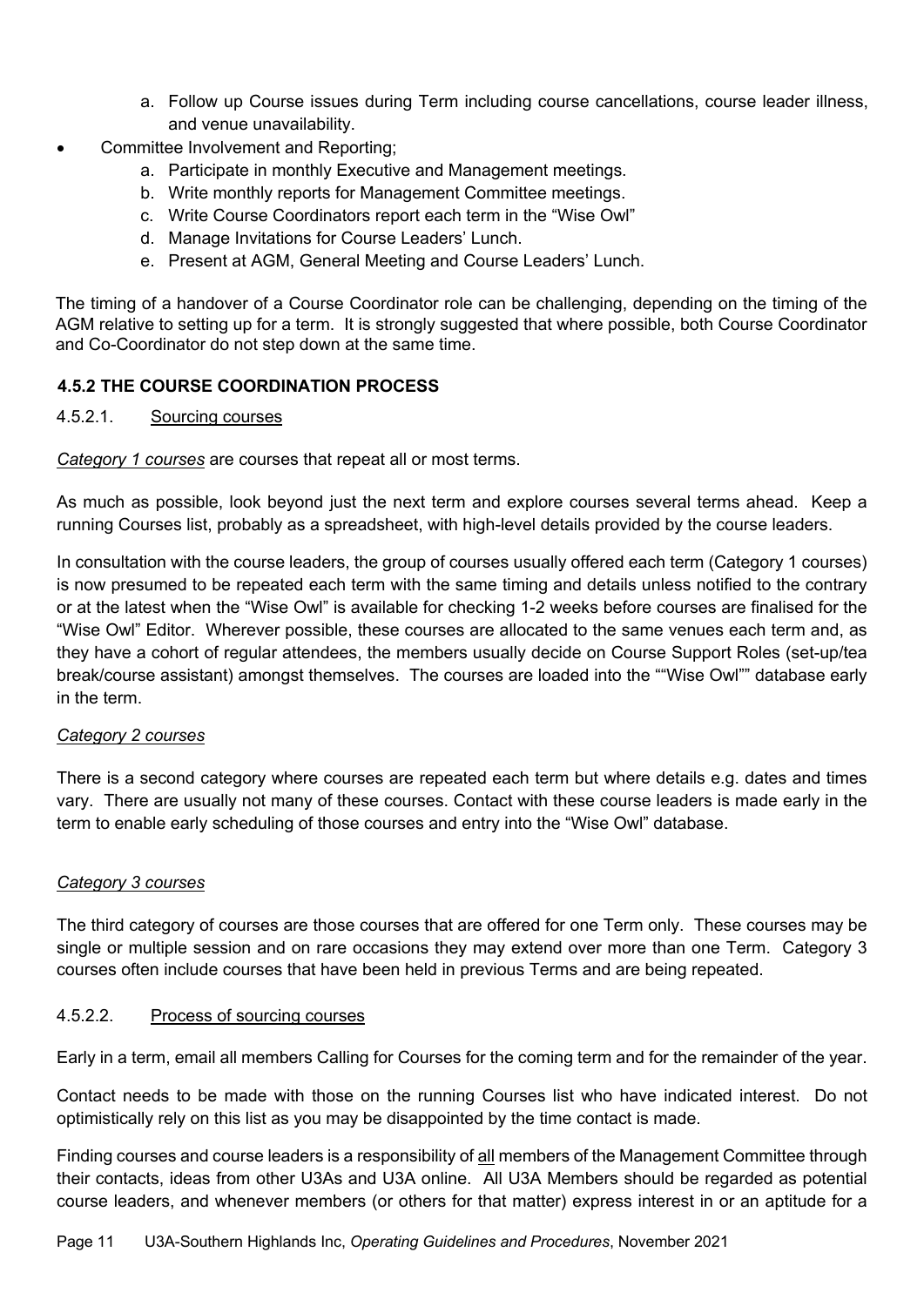a. Follow up Course issues during Term including course cancellations, course leader illness, and venue unavailability.

- Committee Involvement and Reporting;
  a. Participate in monthly Executive and Management meetings.
  b. Write monthly reports for Management Committee meetings.
  c. Write Course Coordinators report each term in the "Wise Owl"
  d. Manage Invitations for Course Leaders' Lunch.
  e. Present at AGM, General Meeting and Course Leaders' Lunch.

The timing of a handover of a Course Coordinator role can be challenging, depending on the timing of the AGM relative to setting up for a term. It is strongly suggested that where possible, both Course Coordinator and Co-Coordinator do not step down at the same time.

### 4.5.2 THE COURSE COORDINATION PROCESS

4.5.2.1. Sourcing courses

*Category 1 courses* are courses that repeat all or most terms.

As much as possible, look beyond just the next term and explore courses several terms ahead. Keep a running Courses list, probably as a spreadsheet, with high-level details provided by the course leaders.

In consultation with the course leaders, the group of courses usually offered each term (Category 1 courses) is now presumed to be repeated each term with the same timing and details unless notified to the contrary or at the latest when the "Wise Owl" is available for checking 1-2 weeks before courses are finalised for the "Wise Owl" Editor. Wherever possible, these courses are allocated to the same venues each term and, as they have a cohort of regular attendees, the members usually decide on Course Support Roles (set-up/tea break/course assistant) amongst themselves. The courses are loaded into the ""Wise Owl"" database early in the term.

*Category 2 courses*

There is a second category where courses are repeated each term but where details e.g. dates and times vary. There are usually not many of these courses. Contact with these course leaders is made early in the term to enable early scheduling of those courses and entry into the "Wise Owl" database.

*Category 3 courses*

The third category of courses are those courses that are offered for one Term only. These courses may be single or multiple session and on rare occasions they may extend over more than one Term. Category 3 courses often include courses that have been held in previous Terms and are being repeated.

4.5.2.2. Process of sourcing courses

Early in a term, email all members Calling for Courses for the coming term and for the remainder of the year.

Contact needs to be made with those on the running Courses list who have indicated interest. Do not optimistically rely on this list as you may be disappointed by the time contact is made.

Finding courses and course leaders is a responsibility of all members of the Management Committee through their contacts, ideas from other U3As and U3A online. All U3A Members should be regarded as potential course leaders, and whenever members (or others for that matter) express interest in or an aptitude for a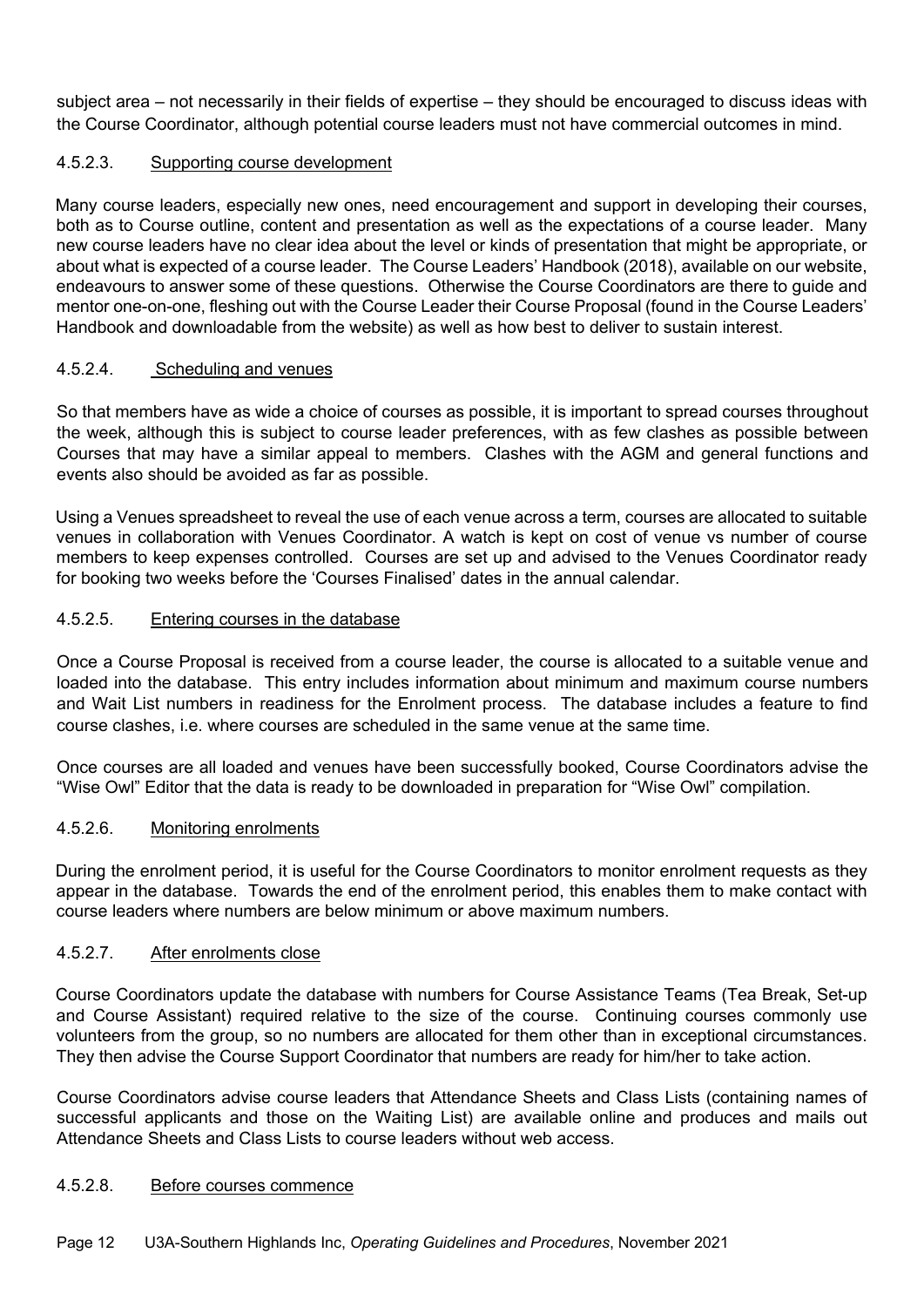subject area – not necessarily in their fields of expertise – they should be encouraged to discuss ideas with the Course Coordinator, although potential course leaders must not have commercial outcomes in mind.

#### 4.5.2.3. Supporting course development

Many course leaders, especially new ones, need encouragement and support in developing their courses, both as to Course outline, content and presentation as well as the expectations of a course leader. Many new course leaders have no clear idea about the level or kinds of presentation that might be appropriate, or about what is expected of a course leader. The Course Leaders' Handbook (2018), available on our website, endeavours to answer some of these questions. Otherwise the Course Coordinators are there to guide and mentor one-on-one, fleshing out with the Course Leader their Course Proposal (found in the Course Leaders' Handbook and downloadable from the website) as well as how best to deliver to sustain interest.

#### 4.5.2.4. Scheduling and venues

So that members have as wide a choice of courses as possible, it is important to spread courses throughout the week, although this is subject to course leader preferences, with as few clashes as possible between Courses that may have a similar appeal to members. Clashes with the AGM and general functions and events also should be avoided as far as possible.

Using a Venues spreadsheet to reveal the use of each venue across a term, courses are allocated to suitable venues in collaboration with Venues Coordinator. A watch is kept on cost of venue vs number of course members to keep expenses controlled. Courses are set up and advised to the Venues Coordinator ready for booking two weeks before the 'Courses Finalised' dates in the annual calendar.

#### 4.5.2.5. Entering courses in the database

Once a Course Proposal is received from a course leader, the course is allocated to a suitable venue and loaded into the database. This entry includes information about minimum and maximum course numbers and Wait List numbers in readiness for the Enrolment process. The database includes a feature to find course clashes, i.e. where courses are scheduled in the same venue at the same time.

Once courses are all loaded and venues have been successfully booked, Course Coordinators advise the "Wise Owl" Editor that the data is ready to be downloaded in preparation for "Wise Owl" compilation.

#### 4.5.2.6. Monitoring enrolments

During the enrolment period, it is useful for the Course Coordinators to monitor enrolment requests as they appear in the database. Towards the end of the enrolment period, this enables them to make contact with course leaders where numbers are below minimum or above maximum numbers.

#### 4.5.2.7. After enrolments close

Course Coordinators update the database with numbers for Course Assistance Teams (Tea Break, Set-up and Course Assistant) required relative to the size of the course. Continuing courses commonly use volunteers from the group, so no numbers are allocated for them other than in exceptional circumstances. They then advise the Course Support Coordinator that numbers are ready for him/her to take action.

Course Coordinators advise course leaders that Attendance Sheets and Class Lists (containing names of successful applicants and those on the Waiting List) are available online and produces and mails out Attendance Sheets and Class Lists to course leaders without web access.

#### 4.5.2.8. Before courses commence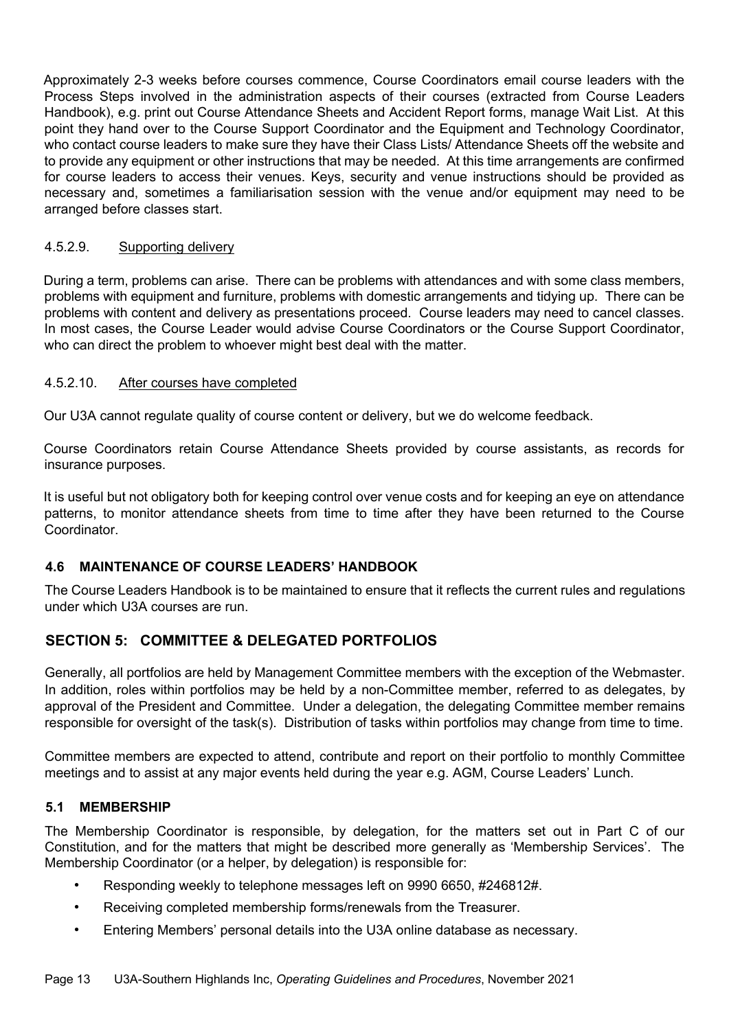Approximately 2-3 weeks before courses commence, Course Coordinators email course leaders with the Process Steps involved in the administration aspects of their courses (extracted from Course Leaders Handbook), e.g. print out Course Attendance Sheets and Accident Report forms, manage Wait List. At this point they hand over to the Course Support Coordinator and the Equipment and Technology Coordinator, who contact course leaders to make sure they have their Class Lists/ Attendance Sheets off the website and to provide any equipment or other instructions that may be needed. At this time arrangements are confirmed for course leaders to access their venues. Keys, security and venue instructions should be provided as necessary and, sometimes a familiarisation session with the venue and/or equipment may need to be arranged before classes start.

#### 4.5.2.9. Supporting delivery

During a term, problems can arise. There can be problems with attendances and with some class members, problems with equipment and furniture, problems with domestic arrangements and tidying up. There can be problems with content and delivery as presentations proceed. Course leaders may need to cancel classes. In most cases, the Course Leader would advise Course Coordinators or the Course Support Coordinator, who can direct the problem to whoever might best deal with the matter.

#### 4.5.2.10. After courses have completed

Our U3A cannot regulate quality of course content or delivery, but we do welcome feedback.

Course Coordinators retain Course Attendance Sheets provided by course assistants, as records for insurance purposes.

It is useful but not obligatory both for keeping control over venue costs and for keeping an eye on attendance patterns, to monitor attendance sheets from time to time after they have been returned to the Course Coordinator.

### 4.6 MAINTENANCE OF COURSE LEADERS' HANDBOOK

The Course Leaders Handbook is to be maintained to ensure that it reflects the current rules and regulations under which U3A courses are run.

## SECTION 5: COMMITTEE & DELEGATED PORTFOLIOS

Generally, all portfolios are held by Management Committee members with the exception of the Webmaster. In addition, roles within portfolios may be held by a non-Committee member, referred to as delegates, by approval of the President and Committee. Under a delegation, the delegating Committee member remains responsible for oversight of the task(s). Distribution of tasks within portfolios may change from time to time.

Committee members are expected to attend, contribute and report on their portfolio to monthly Committee meetings and to assist at any major events held during the year e.g. AGM, Course Leaders' Lunch.

### 5.1 MEMBERSHIP

The Membership Coordinator is responsible, by delegation, for the matters set out in Part C of our Constitution, and for the matters that might be described more generally as 'Membership Services'. The Membership Coordinator (or a helper, by delegation) is responsible for:

- Responding weekly to telephone messages left on 9990 6650, #246812#.
- Receiving completed membership forms/renewals from the Treasurer.
- Entering Members' personal details into the U3A online database as necessary.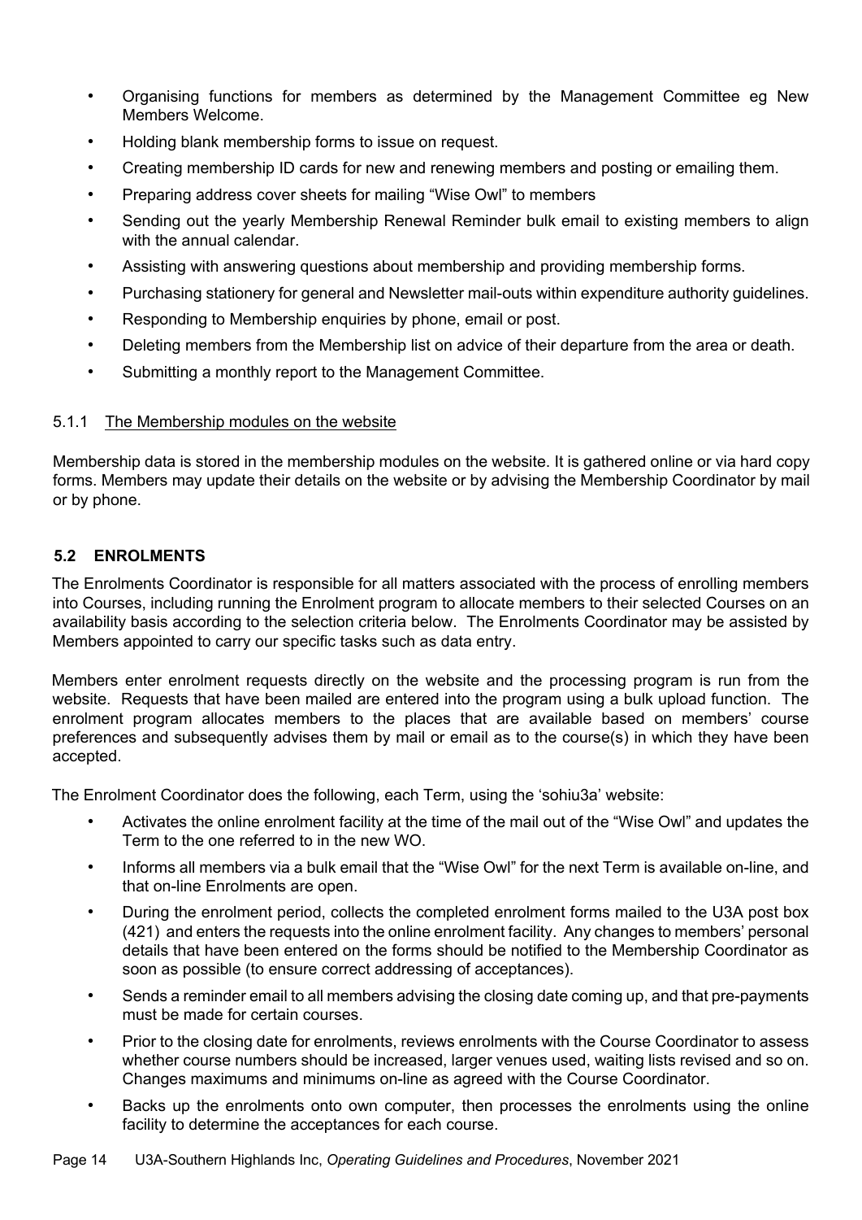- Organising functions for members as determined by the Management Committee eg New Members Welcome.
- Holding blank membership forms to issue on request.
- Creating membership ID cards for new and renewing members and posting or emailing them.
- Preparing address cover sheets for mailing "Wise Owl" to members
- Sending out the yearly Membership Renewal Reminder bulk email to existing members to align with the annual calendar.
- Assisting with answering questions about membership and providing membership forms.
- Purchasing stationery for general and Newsletter mail-outs within expenditure authority guidelines.
- Responding to Membership enquiries by phone, email or post.
- Deleting members from the Membership list on advice of their departure from the area or death.
- Submitting a monthly report to the Management Committee.

#### 5.1.1 The Membership modules on the website

Membership data is stored in the membership modules on the website. It is gathered online or via hard copy forms. Members may update their details on the website or by advising the Membership Coordinator by mail or by phone.

### 5.2 ENROLMENTS

The Enrolments Coordinator is responsible for all matters associated with the process of enrolling members into Courses, including running the Enrolment program to allocate members to their selected Courses on an availability basis according to the selection criteria below. The Enrolments Coordinator may be assisted by Members appointed to carry our specific tasks such as data entry.

Members enter enrolment requests directly on the website and the processing program is run from the website. Requests that have been mailed are entered into the program using a bulk upload function. The enrolment program allocates members to the places that are available based on members' course preferences and subsequently advises them by mail or email as to the course(s) in which they have been accepted.

The Enrolment Coordinator does the following, each Term, using the 'sohiu3a' website:

- Activates the online enrolment facility at the time of the mail out of the "Wise Owl" and updates the Term to the one referred to in the new WO.
- Informs all members via a bulk email that the "Wise Owl" for the next Term is available on-line, and that on-line Enrolments are open.
- During the enrolment period, collects the completed enrolment forms mailed to the U3A post box (421) and enters the requests into the online enrolment facility. Any changes to members' personal details that have been entered on the forms should be notified to the Membership Coordinator as soon as possible (to ensure correct addressing of acceptances).
- Sends a reminder email to all members advising the closing date coming up, and that pre-payments must be made for certain courses.
- Prior to the closing date for enrolments, reviews enrolments with the Course Coordinator to assess whether course numbers should be increased, larger venues used, waiting lists revised and so on. Changes maximums and minimums on-line as agreed with the Course Coordinator.
- Backs up the enrolments onto own computer, then processes the enrolments using the online facility to determine the acceptances for each course.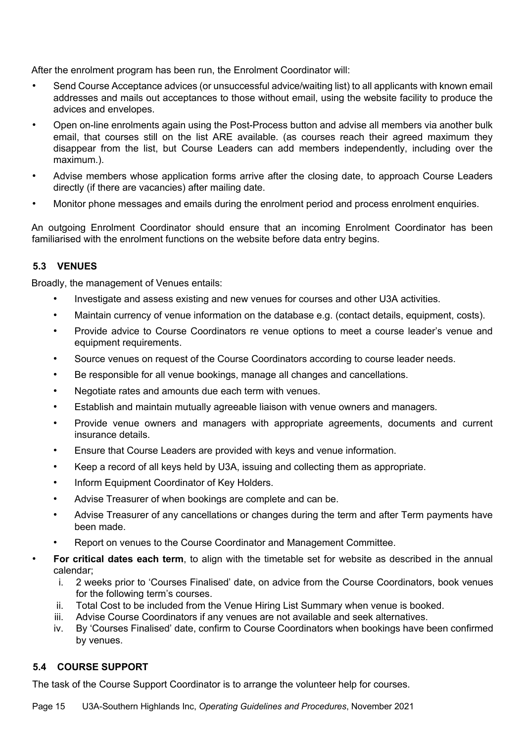After the enrolment program has been run, the Enrolment Coordinator will:

- Send Course Acceptance advices (or unsuccessful advice/waiting list) to all applicants with known email addresses and mails out acceptances to those without email, using the website facility to produce the advices and envelopes.
- Open on-line enrolments again using the Post-Process button and advise all members via another bulk email, that courses still on the list ARE available. (as courses reach their agreed maximum they disappear from the list, but Course Leaders can add members independently, including over the maximum.).
- Advise members whose application forms arrive after the closing date, to approach Course Leaders directly (if there are vacancies) after mailing date.
- Monitor phone messages and emails during the enrolment period and process enrolment enquiries.

An outgoing Enrolment Coordinator should ensure that an incoming Enrolment Coordinator has been familiarised with the enrolment functions on the website before data entry begins.

### 5.3 VENUES

Broadly, the management of Venues entails:

- Investigate and assess existing and new venues for courses and other U3A activities.
- Maintain currency of venue information on the database e.g. (contact details, equipment, costs).
- Provide advice to Course Coordinators re venue options to meet a course leader's venue and equipment requirements.
- Source venues on request of the Course Coordinators according to course leader needs.
- Be responsible for all venue bookings, manage all changes and cancellations.
- Negotiate rates and amounts due each term with venues.
- Establish and maintain mutually agreeable liaison with venue owners and managers.
- Provide venue owners and managers with appropriate agreements, documents and current insurance details.
- Ensure that Course Leaders are provided with keys and venue information.
- Keep a record of all keys held by U3A, issuing and collecting them as appropriate.
- Inform Equipment Coordinator of Key Holders.
- Advise Treasurer of when bookings are complete and can be.
- Advise Treasurer of any cancellations or changes during the term and after Term payments have been made.
- Report on venues to the Course Coordinator and Management Committee.

- **For critical dates each term**, to align with the timetable set for website as described in the annual calendar;
  1. 2 weeks prior to 'Courses Finalised' date, on advice from the Course Coordinators, book venues for the following term's courses.
  2. Total Cost to be included from the Venue Hiring List Summary when venue is booked.
  3. Advise Course Coordinators if any venues are not available and seek alternatives.
  4. By 'Courses Finalised' date, confirm to Course Coordinators when bookings have been confirmed by venues.

### 5.4 COURSE SUPPORT

The task of the Course Support Coordinator is to arrange the volunteer help for courses.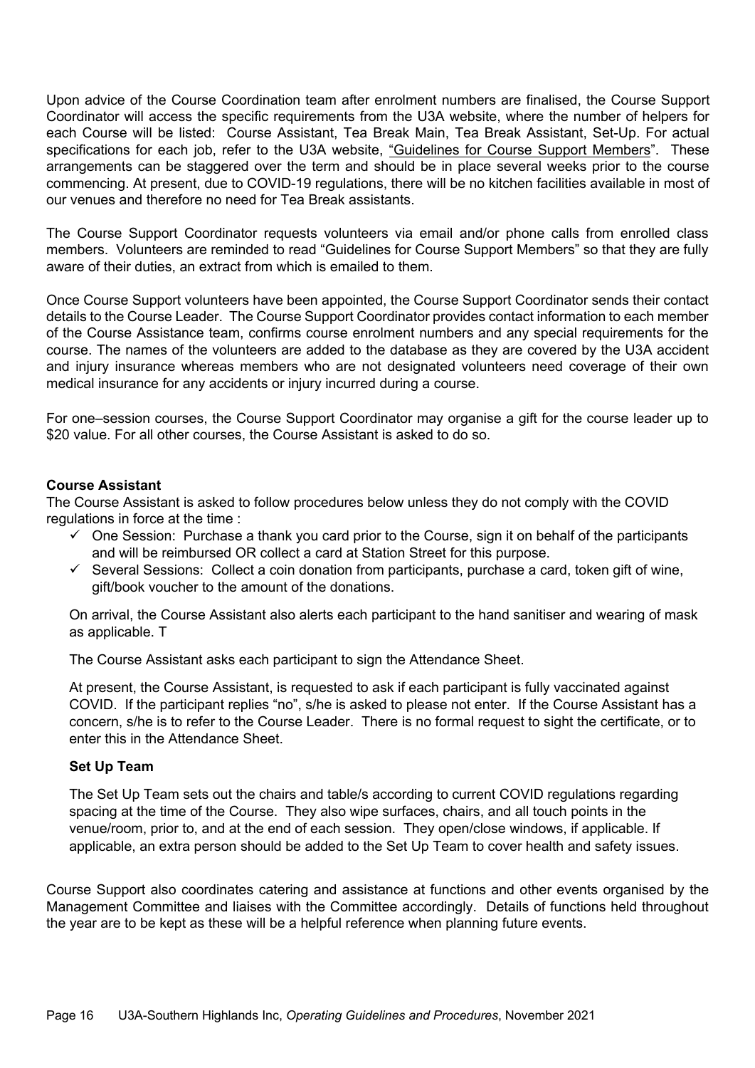Upon advice of the Course Coordination team after enrolment numbers are finalised, the Course Support Coordinator will access the specific requirements from the U3A website, where the number of helpers for each Course will be listed: Course Assistant, Tea Break Main, Tea Break Assistant, Set-Up. For actual specifications for each job, refer to the U3A website, "Guidelines for Course Support Members". These arrangements can be staggered over the term and should be in place several weeks prior to the course commencing. At present, due to COVID-19 regulations, there will be no kitchen facilities available in most of our venues and therefore no need for Tea Break assistants.

The Course Support Coordinator requests volunteers via email and/or phone calls from enrolled class members. Volunteers are reminded to read "Guidelines for Course Support Members" so that they are fully aware of their duties, an extract from which is emailed to them.

Once Course Support volunteers have been appointed, the Course Support Coordinator sends their contact details to the Course Leader. The Course Support Coordinator provides contact information to each member of the Course Assistance team, confirms course enrolment numbers and any special requirements for the course. The names of the volunteers are added to the database as they are covered by the U3A accident and injury insurance whereas members who are not designated volunteers need coverage of their own medical insurance for any accidents or injury incurred during a course.

For one–session courses, the Course Support Coordinator may organise a gift for the course leader up to $20 value. For all other courses, the Course Assistant is asked to do so.

**Course Assistant**

The Course Assistant is asked to follow procedures below unless they do not comply with the COVID regulations in force at the time :

- ✓ One Session: Purchase a thank you card prior to the Course, sign it on behalf of the participants and will be reimbursed OR collect a card at Station Street for this purpose.
- ✓ Several Sessions: Collect a coin donation from participants, purchase a card, token gift of wine, gift/book voucher to the amount of the donations.

On arrival, the Course Assistant also alerts each participant to the hand sanitiser and wearing of mask as applicable. T

The Course Assistant asks each participant to sign the Attendance Sheet.

At present, the Course Assistant, is requested to ask if each participant is fully vaccinated against COVID. If the participant replies "no", s/he is asked to please not enter. If the Course Assistant has a concern, s/he is to refer to the Course Leader. There is no formal request to sight the certificate, or to enter this in the Attendance Sheet.

**Set Up Team**

The Set Up Team sets out the chairs and table/s according to current COVID regulations regarding spacing at the time of the Course. They also wipe surfaces, chairs, and all touch points in the venue/room, prior to, and at the end of each session. They open/close windows, if applicable. If applicable, an extra person should be added to the Set Up Team to cover health and safety issues.

Course Support also coordinates catering and assistance at functions and other events organised by the Management Committee and liaises with the Committee accordingly. Details of functions held throughout the year are to be kept as these will be a helpful reference when planning future events.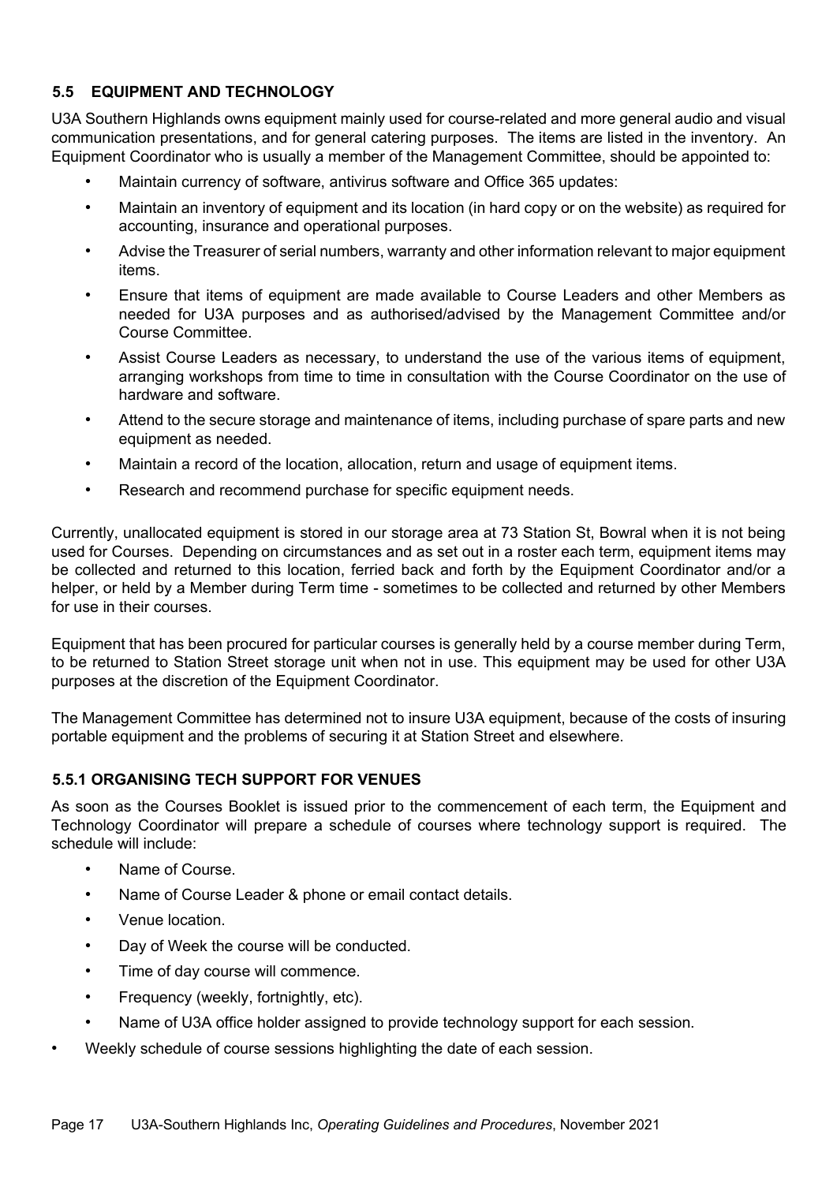## 5.5 EQUIPMENT AND TECHNOLOGY

U3A Southern Highlands owns equipment mainly used for course-related and more general audio and visual communication presentations, and for general catering purposes. The items are listed in the inventory. An Equipment Coordinator who is usually a member of the Management Committee, should be appointed to:

- Maintain currency of software, antivirus software and Office 365 updates:
- Maintain an inventory of equipment and its location (in hard copy or on the website) as required for accounting, insurance and operational purposes.
- Advise the Treasurer of serial numbers, warranty and other information relevant to major equipment items.
- Ensure that items of equipment are made available to Course Leaders and other Members as needed for U3A purposes and as authorised/advised by the Management Committee and/or Course Committee.
- Assist Course Leaders as necessary, to understand the use of the various items of equipment, arranging workshops from time to time in consultation with the Course Coordinator on the use of hardware and software.
- Attend to the secure storage and maintenance of items, including purchase of spare parts and new equipment as needed.
- Maintain a record of the location, allocation, return and usage of equipment items.
- Research and recommend purchase for specific equipment needs.

Currently, unallocated equipment is stored in our storage area at 73 Station St, Bowral when it is not being used for Courses. Depending on circumstances and as set out in a roster each term, equipment items may be collected and returned to this location, ferried back and forth by the Equipment Coordinator and/or a helper, or held by a Member during Term time - sometimes to be collected and returned by other Members for use in their courses.

Equipment that has been procured for particular courses is generally held by a course member during Term, to be returned to Station Street storage unit when not in use. This equipment may be used for other U3A purposes at the discretion of the Equipment Coordinator.

The Management Committee has determined not to insure U3A equipment, because of the costs of insuring portable equipment and the problems of securing it at Station Street and elsewhere.

### 5.5.1 ORGANISING TECH SUPPORT FOR VENUES

As soon as the Courses Booklet is issued prior to the commencement of each term, the Equipment and Technology Coordinator will prepare a schedule of courses where technology support is required. The schedule will include:

- Name of Course.
- Name of Course Leader & phone or email contact details.
- Venue location.
- Day of Week the course will be conducted.
- Time of day course will commence.
- Frequency (weekly, fortnightly, etc).
- Name of U3A office holder assigned to provide technology support for each session.

- Weekly schedule of course sessions highlighting the date of each session.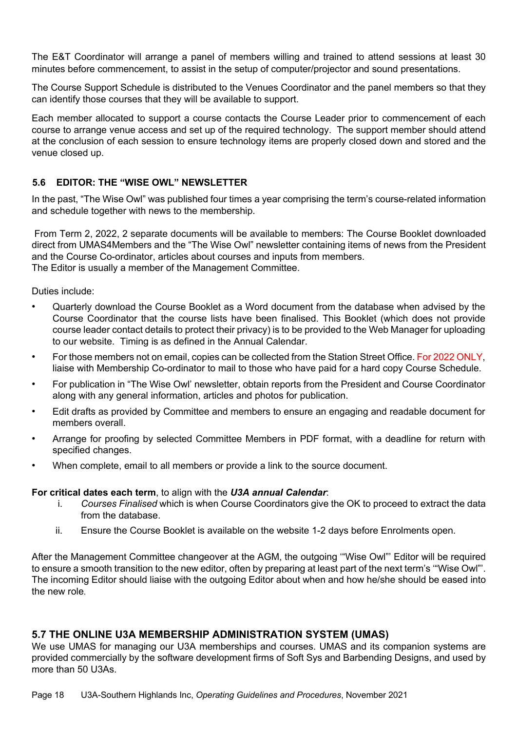The E&T Coordinator will arrange a panel of members willing and trained to attend sessions at least 30 minutes before commencement, to assist in the setup of computer/projector and sound presentations.

The Course Support Schedule is distributed to the Venues Coordinator and the panel members so that they can identify those courses that they will be available to support.

Each member allocated to support a course contacts the Course Leader prior to commencement of each course to arrange venue access and set up of the required technology. The support member should attend at the conclusion of each session to ensure technology items are properly closed down and stored and the venue closed up.

### 5.6 EDITOR: THE "WISE OWL" NEWSLETTER

In the past, "The Wise Owl" was published four times a year comprising the term's course-related information and schedule together with news to the membership.

From Term 2, 2022, 2 separate documents will be available to members: The Course Booklet downloaded direct from UMAS4Members and the "The Wise Owl" newsletter containing items of news from the President and the Course Co-ordinator, articles about courses and inputs from members.
The Editor is usually a member of the Management Committee.

Duties include:

- Quarterly download the Course Booklet as a Word document from the database when advised by the Course Coordinator that the course lists have been finalised. This Booklet (which does not provide course leader contact details to protect their privacy) is to be provided to the Web Manager for uploading to our website. Timing is as defined in the Annual Calendar.
- For those members not on email, copies can be collected from the Station Street Office. For 2022 ONLY, liaise with Membership Co-ordinator to mail to those who have paid for a hard copy Course Schedule.
- For publication in "The Wise Owl' newsletter, obtain reports from the President and Course Coordinator along with any general information, articles and photos for publication.
- Edit drafts as provided by Committee and members to ensure an engaging and readable document for members overall.
- Arrange for proofing by selected Committee Members in PDF format, with a deadline for return with specified changes.
- When complete, email to all members or provide a link to the source document.

**For critical dates each term**, to align with the ***U3A annual Calendar***:

i. *Courses Finalised* which is when Course Coordinators give the OK to proceed to extract the data from the database.
ii. Ensure the Course Booklet is available on the website 1-2 days before Enrolments open.

After the Management Committee changeover at the AGM, the outgoing '"Wise Owl"' Editor will be required to ensure a smooth transition to the new editor, often by preparing at least part of the next term's '"Wise Owl"'. The incoming Editor should liaise with the outgoing Editor about when and how he/she should be eased into the new role.

## 5.7 THE ONLINE U3A MEMBERSHIP ADMINISTRATION SYSTEM (UMAS)

We use UMAS for managing our U3A memberships and courses. UMAS and its companion systems are provided commercially by the software development firms of Soft Sys and Barbending Designs, and used by more than 50 U3As.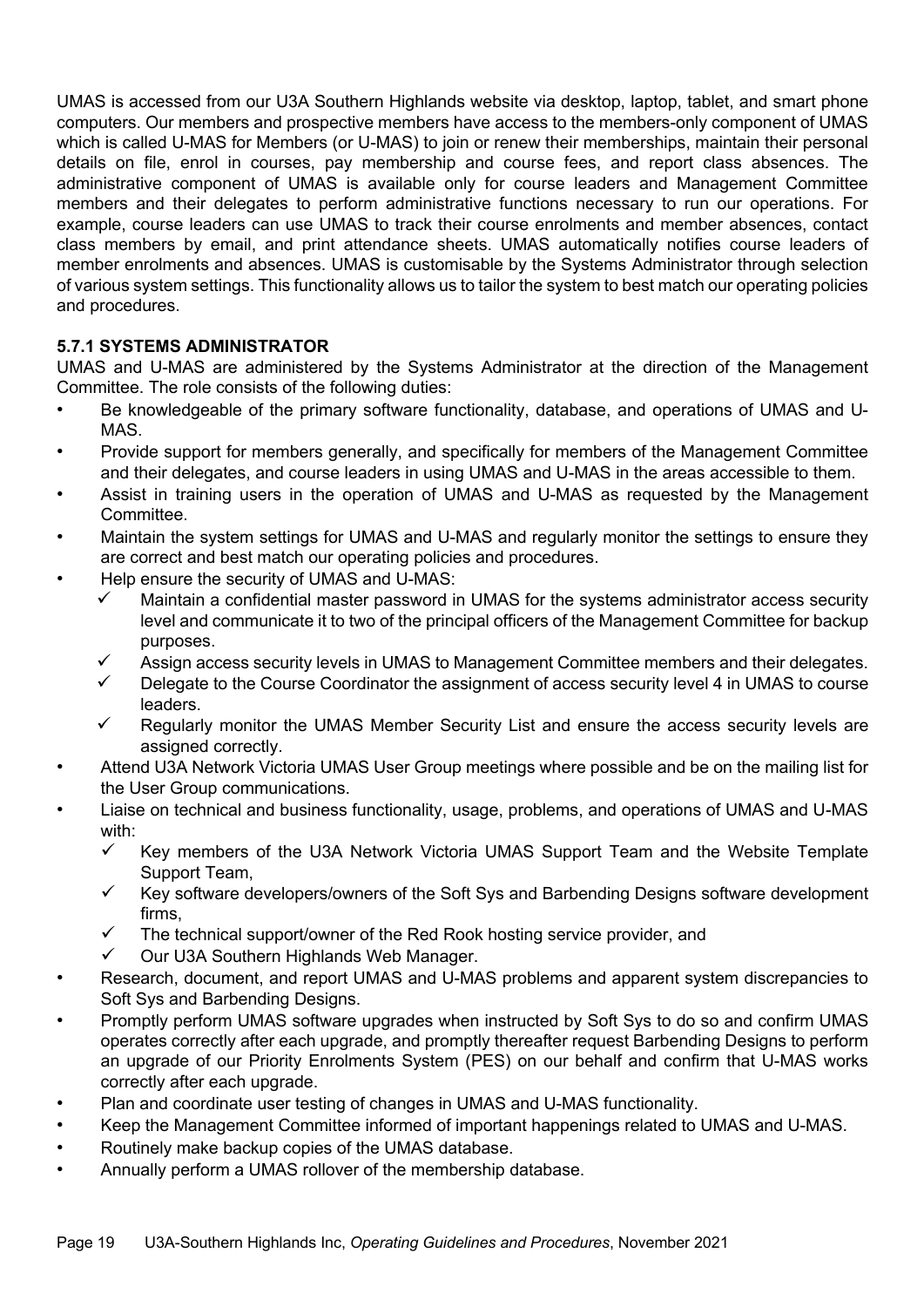UMAS is accessed from our U3A Southern Highlands website via desktop, laptop, tablet, and smart phone computers. Our members and prospective members have access to the members-only component of UMAS which is called U-MAS for Members (or U-MAS) to join or renew their memberships, maintain their personal details on file, enrol in courses, pay membership and course fees, and report class absences. The administrative component of UMAS is available only for course leaders and Management Committee members and their delegates to perform administrative functions necessary to run our operations. For example, course leaders can use UMAS to track their course enrolments and member absences, contact class members by email, and print attendance sheets. UMAS automatically notifies course leaders of member enrolments and absences. UMAS is customisable by the Systems Administrator through selection of various system settings. This functionality allows us to tailor the system to best match our operating policies and procedures.

### 5.7.1 SYSTEMS ADMINISTRATOR

UMAS and U-MAS are administered by the Systems Administrator at the direction of the Management Committee. The role consists of the following duties:

- Be knowledgeable of the primary software functionality, database, and operations of UMAS and U-MAS.
- Provide support for members generally, and specifically for members of the Management Committee and their delegates, and course leaders in using UMAS and U-MAS in the areas accessible to them.
- Assist in training users in the operation of UMAS and U-MAS as requested by the Management Committee.
- Maintain the system settings for UMAS and U-MAS and regularly monitor the settings to ensure they are correct and best match our operating policies and procedures.
- Help ensure the security of UMAS and U-MAS:
  - ✓ Maintain a confidential master password in UMAS for the systems administrator access security level and communicate it to two of the principal officers of the Management Committee for backup purposes.
  - ✓ Assign access security levels in UMAS to Management Committee members and their delegates.
  - ✓ Delegate to the Course Coordinator the assignment of access security level 4 in UMAS to course leaders.
  - ✓ Regularly monitor the UMAS Member Security List and ensure the access security levels are assigned correctly.
- Attend U3A Network Victoria UMAS User Group meetings where possible and be on the mailing list for the User Group communications.
- Liaise on technical and business functionality, usage, problems, and operations of UMAS and U-MAS with:
  - ✓ Key members of the U3A Network Victoria UMAS Support Team and the Website Template Support Team,
  - ✓ Key software developers/owners of the Soft Sys and Barbending Designs software development firms,
  - ✓ The technical support/owner of the Red Rook hosting service provider, and
  - ✓ Our U3A Southern Highlands Web Manager.
- Research, document, and report UMAS and U-MAS problems and apparent system discrepancies to Soft Sys and Barbending Designs.
- Promptly perform UMAS software upgrades when instructed by Soft Sys to do so and confirm UMAS operates correctly after each upgrade, and promptly thereafter request Barbending Designs to perform an upgrade of our Priority Enrolments System (PES) on our behalf and confirm that U-MAS works correctly after each upgrade.
- Plan and coordinate user testing of changes in UMAS and U-MAS functionality.
- Keep the Management Committee informed of important happenings related to UMAS and U-MAS.
- Routinely make backup copies of the UMAS database.
- Annually perform a UMAS rollover of the membership database.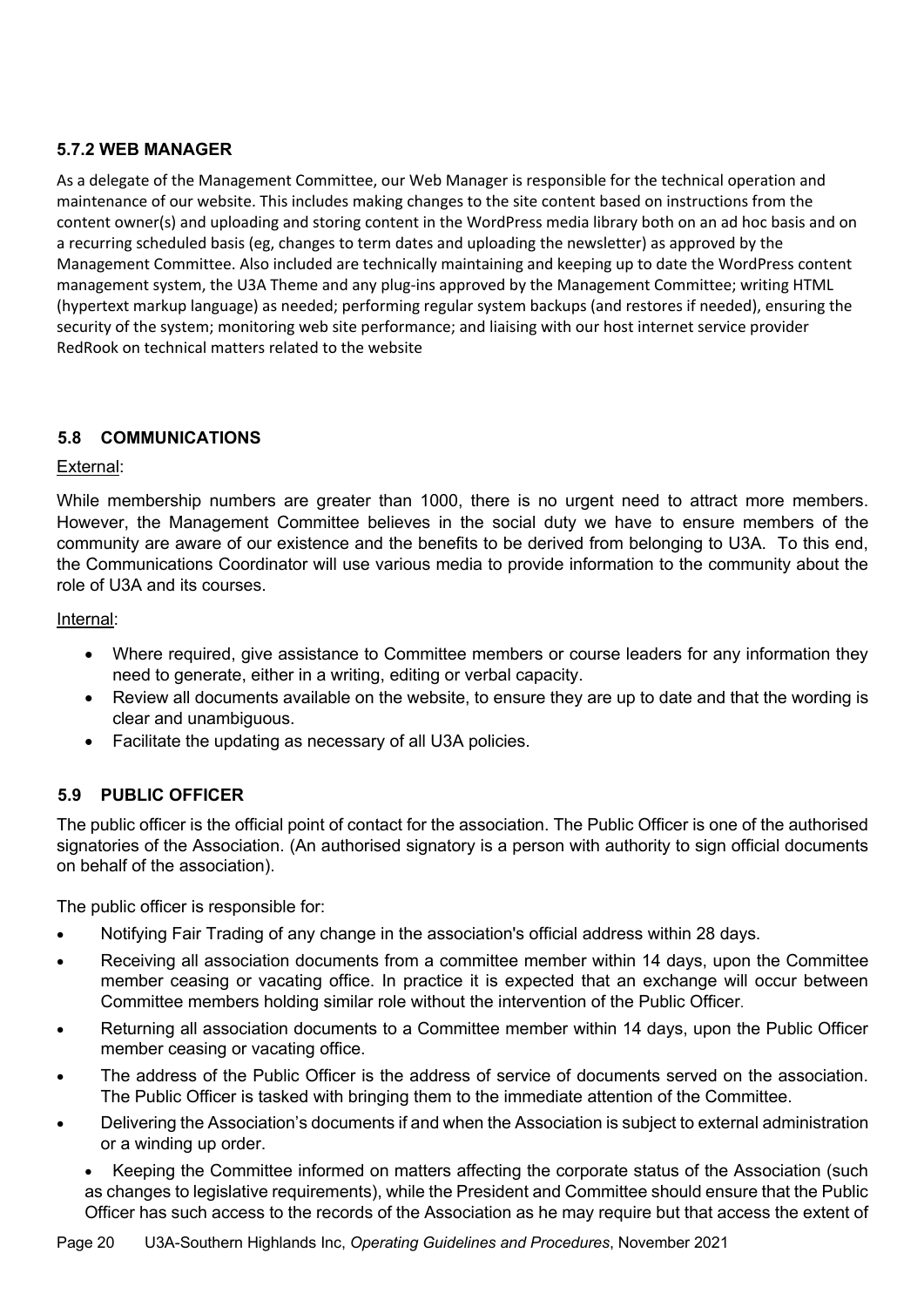### 5.7.2 WEB MANAGER

As a delegate of the Management Committee, our Web Manager is responsible for the technical operation and maintenance of our website. This includes making changes to the site content based on instructions from the content owner(s) and uploading and storing content in the WordPress media library both on an ad hoc basis and on a recurring scheduled basis (eg, changes to term dates and uploading the newsletter) as approved by the Management Committee. Also included are technically maintaining and keeping up to date the WordPress content management system, the U3A Theme and any plug-ins approved by the Management Committee; writing HTML (hypertext markup language) as needed; performing regular system backups (and restores if needed), ensuring the security of the system; monitoring web site performance; and liaising with our host internet service provider RedRook on technical matters related to the website

## 5.8 COMMUNICATIONS

External:

While membership numbers are greater than 1000, there is no urgent need to attract more members. However, the Management Committee believes in the social duty we have to ensure members of the community are aware of our existence and the benefits to be derived from belonging to U3A. To this end, the Communications Coordinator will use various media to provide information to the community about the role of U3A and its courses.

Internal:

- Where required, give assistance to Committee members or course leaders for any information they need to generate, either in a writing, editing or verbal capacity.
- Review all documents available on the website, to ensure they are up to date and that the wording is clear and unambiguous.
- Facilitate the updating as necessary of all U3A policies.

## 5.9 PUBLIC OFFICER

The public officer is the official point of contact for the association. The Public Officer is one of the authorised signatories of the Association. (An authorised signatory is a person with authority to sign official documents on behalf of the association).

The public officer is responsible for:

- Notifying Fair Trading of any change in the association's official address within 28 days.
- Receiving all association documents from a committee member within 14 days, upon the Committee member ceasing or vacating office. In practice it is expected that an exchange will occur between Committee members holding similar role without the intervention of the Public Officer.
- Returning all association documents to a Committee member within 14 days, upon the Public Officer member ceasing or vacating office.
- The address of the Public Officer is the address of service of documents served on the association. The Public Officer is tasked with bringing them to the immediate attention of the Committee.
- Delivering the Association's documents if and when the Association is subject to external administration or a winding up order.
- Keeping the Committee informed on matters affecting the corporate status of the Association (such as changes to legislative requirements), while the President and Committee should ensure that the Public Officer has such access to the records of the Association as he may require but that access the extent of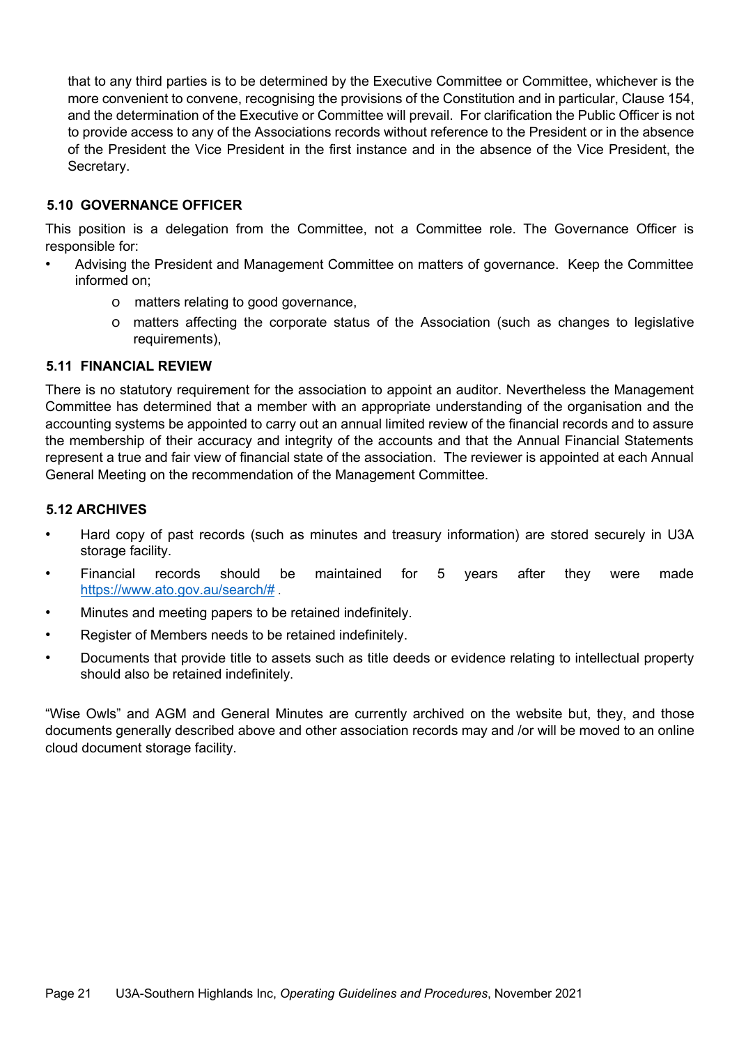that to any third parties is to be determined by the Executive Committee or Committee, whichever is the more convenient to convene, recognising the provisions of the Constitution and in particular, Clause 154, and the determination of the Executive or Committee will prevail. For clarification the Public Officer is not to provide access to any of the Associations records without reference to the President or in the absence of the President the Vice President in the first instance and in the absence of the Vice President, the Secretary.

### 5.10 GOVERNANCE OFFICER

This position is a delegation from the Committee, not a Committee role. The Governance Officer is responsible for:

- Advising the President and Management Committee on matters of governance. Keep the Committee informed on;
  - matters relating to good governance,
  - matters affecting the corporate status of the Association (such as changes to legislative requirements),

### 5.11 FINANCIAL REVIEW

There is no statutory requirement for the association to appoint an auditor. Nevertheless the Management Committee has determined that a member with an appropriate understanding of the organisation and the accounting systems be appointed to carry out an annual limited review of the financial records and to assure the membership of their accuracy and integrity of the accounts and that the Annual Financial Statements represent a true and fair view of financial state of the association. The reviewer is appointed at each Annual General Meeting on the recommendation of the Management Committee.

### 5.12 ARCHIVES

- Hard copy of past records (such as minutes and treasury information) are stored securely in U3A storage facility.
- Financial records should be maintained for 5 years after they were made https://www.ato.gov.au/search/# .
- Minutes and meeting papers to be retained indefinitely.
- Register of Members needs to be retained indefinitely.
- Documents that provide title to assets such as title deeds or evidence relating to intellectual property should also be retained indefinitely.

"Wise Owls" and AGM and General Minutes are currently archived on the website but, they, and those documents generally described above and other association records may and /or will be moved to an online cloud document storage facility.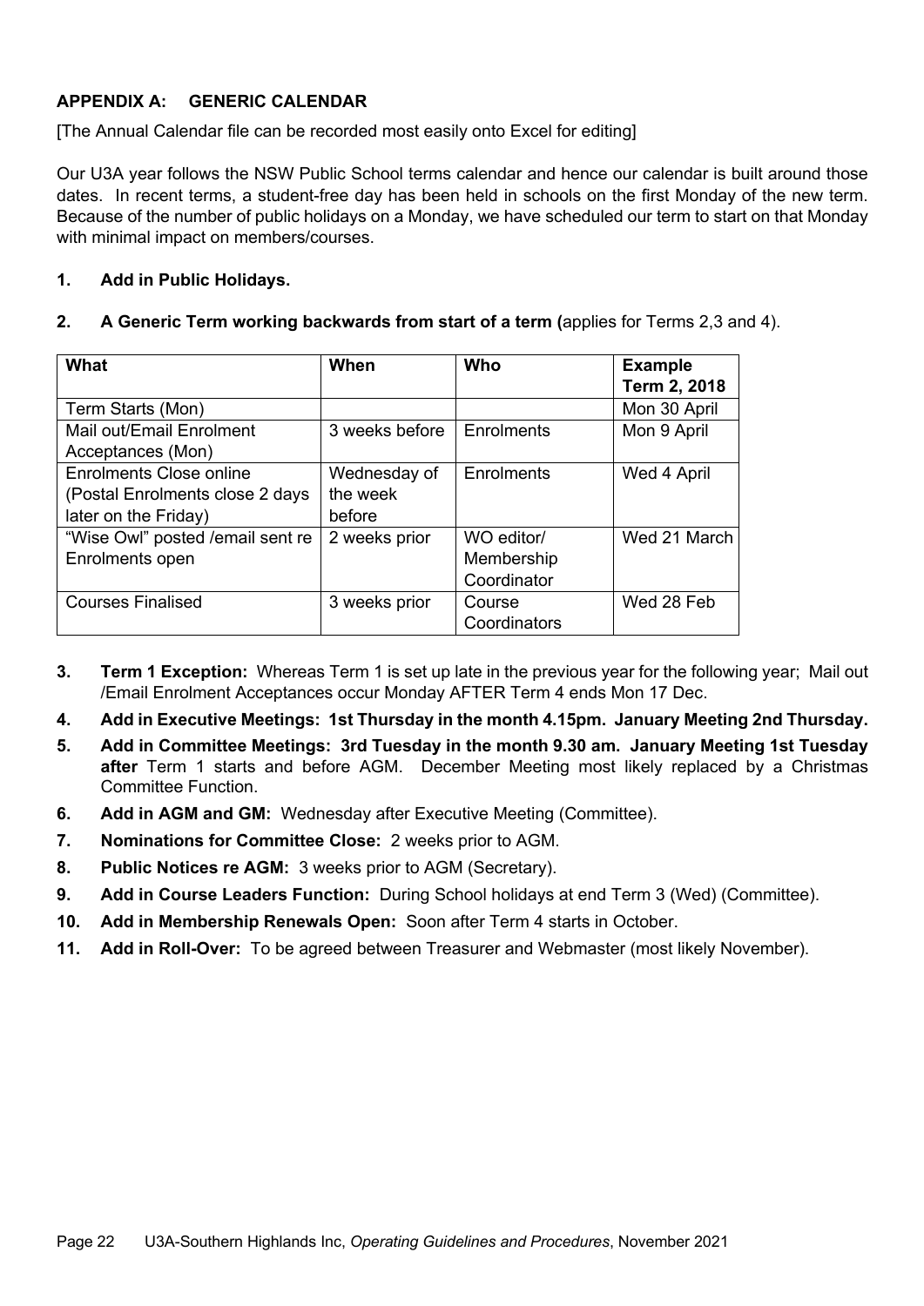## APPENDIX A: GENERIC CALENDAR

[The Annual Calendar file can be recorded most easily onto Excel for editing]

Our U3A year follows the NSW Public School terms calendar and hence our calendar is built around those dates. In recent terms, a student-free day has been held in schools on the first Monday of the new term. Because of the number of public holidays on a Monday, we have scheduled our term to start on that Monday with minimal impact on members/courses.

**1. Add in Public Holidays.**

**2. A Generic Term working backwards from start of a term (**applies for Terms 2,3 and 4).

| What | When | Who | Example Term 2, 2018 |
|---|---|---|---|
| Term Starts (Mon) | | | Mon 30 April |
| Mail out/Email Enrolment Acceptances (Mon) | 3 weeks before | Enrolments | Mon 9 April |
| Enrolments Close online (Postal Enrolments close 2 days later on the Friday) | Wednesday of the week before | Enrolments | Wed 4 April |
| "Wise Owl" posted /email sent re Enrolments open | 2 weeks prior | WO editor/ Membership Coordinator | Wed 21 March |
| Courses Finalised | 3 weeks prior | Course Coordinators | Wed 28 Feb |

**3. Term 1 Exception:** Whereas Term 1 is set up late in the previous year for the following year; Mail out /Email Enrolment Acceptances occur Monday AFTER Term 4 ends Mon 17 Dec.

**4. Add in Executive Meetings: 1st Thursday in the month 4.15pm. January Meeting 2nd Thursday.**

**5. Add in Committee Meetings: 3rd Tuesday in the month 9.30 am. January Meeting 1st Tuesday after** Term 1 starts and before AGM. December Meeting most likely replaced by a Christmas Committee Function.

**6. Add in AGM and GM:** Wednesday after Executive Meeting (Committee).

**7. Nominations for Committee Close:** 2 weeks prior to AGM.

**8. Public Notices re AGM:** 3 weeks prior to AGM (Secretary).

**9. Add in Course Leaders Function:** During School holidays at end Term 3 (Wed) (Committee).

**10. Add in Membership Renewals Open:** Soon after Term 4 starts in October.

**11. Add in Roll-Over:** To be agreed between Treasurer and Webmaster (most likely November).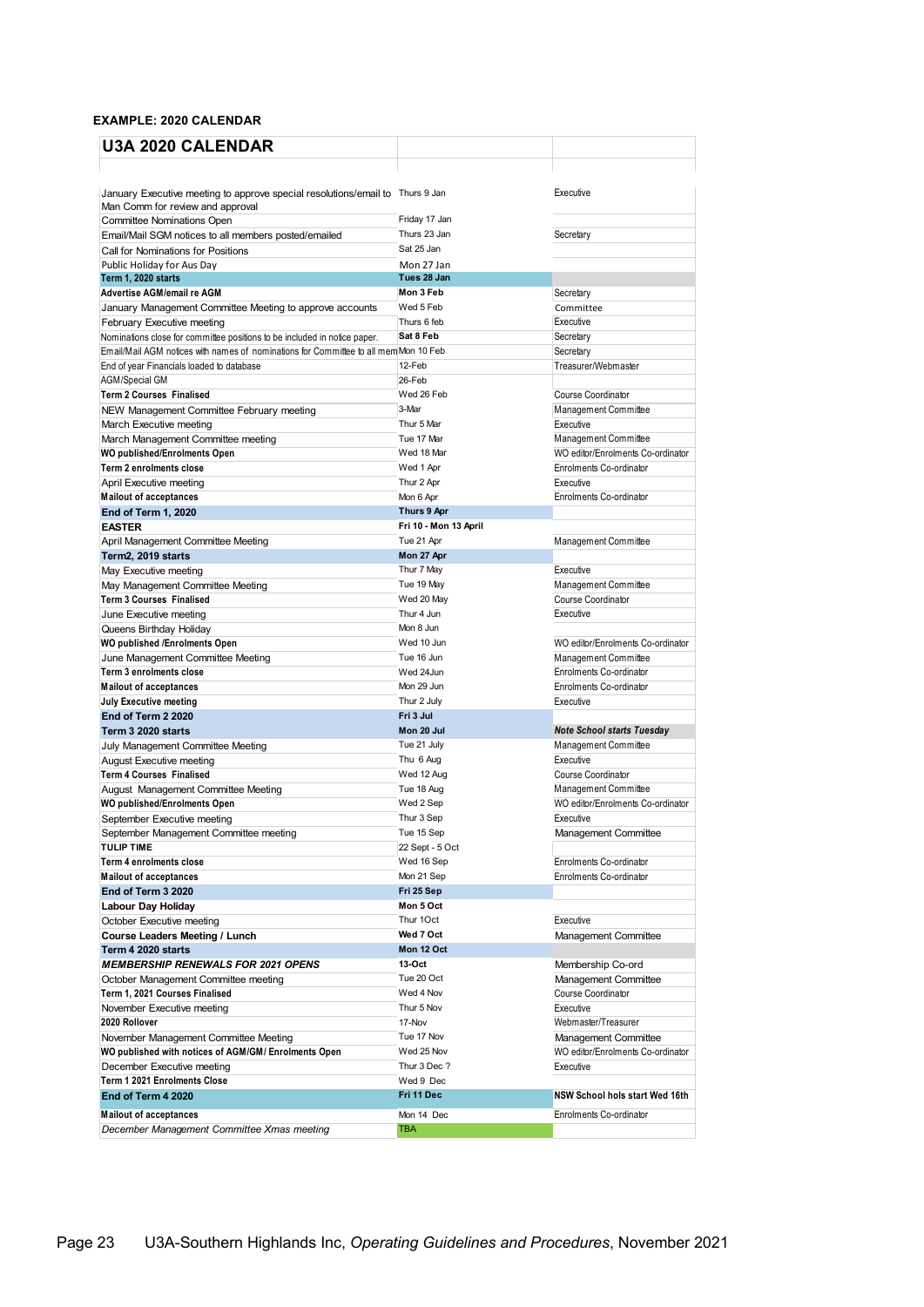**EXAMPLE: 2020 CALENDAR**

| U3A 2020 CALENDAR | | |
|---|---|---|
| January Executive meeting to approve special resolutions/email to Man Comm for review and approval | Thurs 9 Jan | Executive |
| Committee Nominations Open | Friday 17 Jan | |
| Email/Mail SGM notices to all members posted/emailed | Thurs 23 Jan | Secretary |
| Call for Nominations for Positions | Sat 25 Jan | |
| Public Holiday for Aus Day | Mon 27 Jan | |
| **Term 1, 2020 starts** | **Tues 28 Jan** | |
| **Advertise AGM/email re AGM** | **Mon 3 Feb** | Secretary |
| January Management Committee Meeting to approve accounts | Wed 5 Feb | Committee |
| February Executive meeting | Thurs 6 feb | Executive |
| Nominations close for committee positions to be included in notice paper. | **Sat 8 Feb** | Secretary |
| Email/Mail AGM notices with names of nominations for Committee to all mem | Mon 10 Feb | Secretary |
| End of year Financials loaded to database | 12-Feb | Treasurer/Webmaster |
| AGM/Special GM | 26-Feb | |
| **Term 2 Courses Finalised** | Wed 26 Feb | Course Coordinator |
| NEW Management Committee February meeting | 3-Mar | Management Committee |
| March Executive meeting | Thur 5 Mar | Executive |
| March Management Committee meeting | Tue 17 Mar | Management Committee |
| **WO published/Enrolments Open** | Wed 18 Mar | WO editor/Enrolments Co-ordinator |
| **Term 2 enrolments close** | Wed 1 Apr | Enrolments Co-ordinator |
| April Executive meeting | Thur 2 Apr | Executive |
| **Mailout of acceptances** | Mon 6 Apr | Enrolments Co-ordinator |
| **End of Term 1, 2020** | **Thurs 9 Apr** | |
| **EASTER** | **Fri 10 - Mon 13 April** | |
| April Management Committee Meeting | Tue 21 Apr | Management Committee |
| **Term2, 2019 starts** | **Mon 27 Apr** | |
| May Executive meeting | Thur 7 May | Executive |
| May Management Committee Meeting | Tue 19 May | Management Committee |
| **Term 3 Courses Finalised** | Wed 20 May | Course Coordinator |
| June Executive meeting | Thur 4 Jun | Executive |
| Queens Birthday Holiday | Mon 8 Jun | |
| **WO published /Enrolments Open** | Wed 10 Jun | WO editor/Enrolments Co-ordinator |
| June Management Committee Meeting | Tue 16 Jun | Management Committee |
| **Term 3 enrolments close** | Wed 24Jun | Enrolments Co-ordinator |
| **Mailout of acceptances** | Mon 29 Jun | Enrolments Co-ordinator |
| **July Executive meeting** | Thur 2 July | Executive |
| **End of Term 2 2020** | **Fri 3 Jul** | |
| **Term 3 2020 starts** | **Mon 20 Jul** | ***Note School starts Tuesday*** |
| July Management Committee Meeting | Tue 21 July | Management Committee |
| August Executive meeting | Thu 6 Aug | Executive |
| **Term 4 Courses Finalised** | Wed 12 Aug | Course Coordinator |
| August Management Committee Meeting | Tue 18 Aug | Management Committee |
| **WO published/Enrolments Open** | Wed 2 Sep | WO editor/Enrolments Co-ordinator |
| September Executive meeting | Thur 3 Sep | Executive |
| September Management Committee meeting | Tue 15 Sep | Management Committee |
| **TULIP TIME** | 22 Sept - 5 Oct | |
| **Term 4 enrolments close** | Wed 16 Sep | Enrolments Co-ordinator |
| **Mailout of acceptances** | Mon 21 Sep | Enrolments Co-ordinator |
| **End of Term 3 2020** | **Fri 25 Sep** | |
| **Labour Day Holiday** | **Mon 5 Oct** | |
| October Executive meeting | Thur 1Oct | Executive |
| **Course Leaders Meeting / Lunch** | **Wed 7 Oct** | Management Committee |
| **Term 4 2020 starts** | **Mon 12 Oct** | |
| ***MEMBERSHIP RENEWALS FOR 2021 OPENS*** | **13-Oct** | Membership Co-ord |
| October Management Committee meeting | Tue 20 Oct | Management Committee |
| **Term 1, 2021 Courses Finalised** | Wed 4 Nov | Course Coordinator |
| November Executive meeting | Thur 5 Nov | Executive |
| **2020 Rollover** | 17-Nov | Webmaster/Treasurer |
| November Management Committee Meeting | Tue 17 Nov | Management Committee |
| **WO published with notices of AGM/GM/ Enrolments Open** | Wed 25 Nov | WO editor/Enrolments Co-ordinator |
| December Executive meeting | Thur 3 Dec ? | Executive |
| **Term 1 2021 Enrolments Close** | Wed 9 Dec | |
| **End of Term 4 2020** | **Fri 11 Dec** | **NSW School hols start Wed 16th** |
| **Mailout of acceptances** | Mon 14 Dec | Enrolments Co-ordinator |
| *December Management Committee Xmas meeting* | TBA | |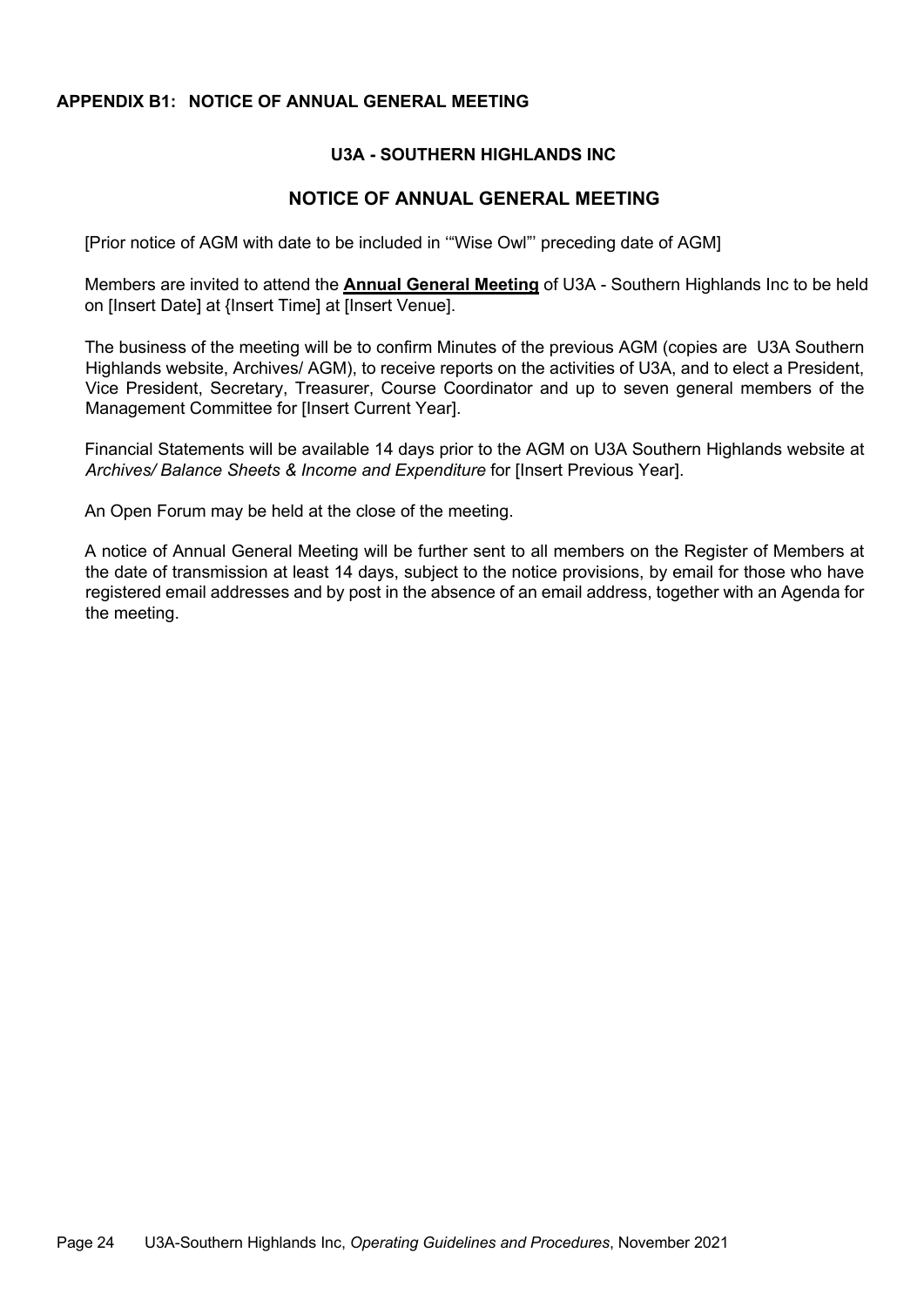## APPENDIX B1: NOTICE OF ANNUAL GENERAL MEETING

### U3A - SOUTHERN HIGHLANDS INC

### NOTICE OF ANNUAL GENERAL MEETING

[Prior notice of AGM with date to be included in '"Wise Owl"' preceding date of AGM]

Members are invited to attend the **Annual General Meeting** of U3A - Southern Highlands Inc to be held on [Insert Date] at {Insert Time] at [Insert Venue].

The business of the meeting will be to confirm Minutes of the previous AGM (copies are U3A Southern Highlands website, Archives/ AGM), to receive reports on the activities of U3A, and to elect a President, Vice President, Secretary, Treasurer, Course Coordinator and up to seven general members of the Management Committee for [Insert Current Year].

Financial Statements will be available 14 days prior to the AGM on U3A Southern Highlands website at *Archives/ Balance Sheets & Income and Expenditure* for [Insert Previous Year].

An Open Forum may be held at the close of the meeting.

A notice of Annual General Meeting will be further sent to all members on the Register of Members at the date of transmission at least 14 days, subject to the notice provisions, by email for those who have registered email addresses and by post in the absence of an email address, together with an Agenda for the meeting.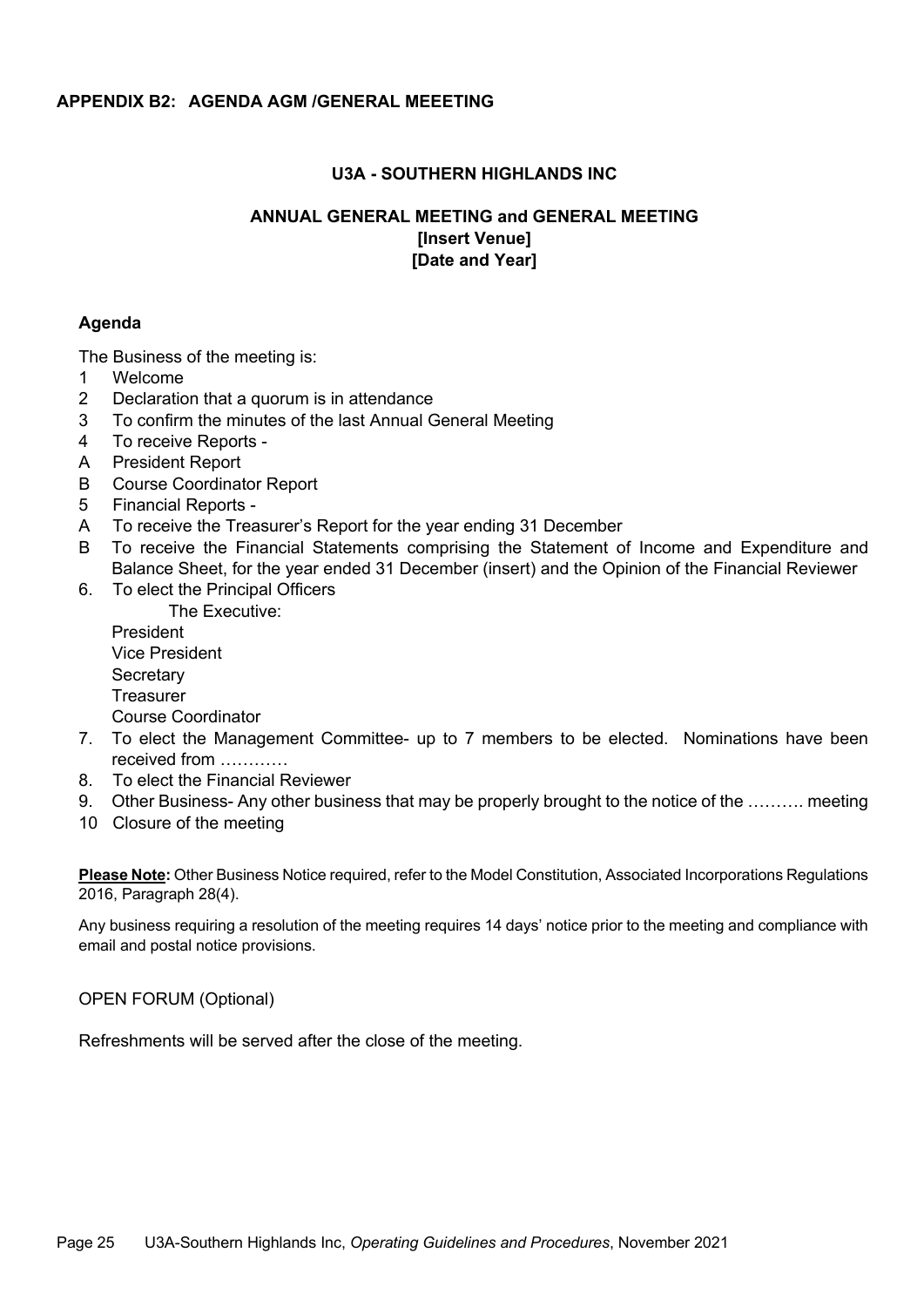## APPENDIX B2: AGENDA AGM /GENERAL MEEETING

**U3A - SOUTHERN HIGHLANDS INC**

**ANNUAL GENERAL MEETING and GENERAL MEETING**
**[Insert Venue]**
**[Date and Year]**

### Agenda

The Business of the meeting is:

1 Welcome
2 Declaration that a quorum is in attendance
3 To confirm the minutes of the last Annual General Meeting
4 To receive Reports -
A President Report
B Course Coordinator Report
5 Financial Reports -
A To receive the Treasurer's Report for the year ending 31 December
B To receive the Financial Statements comprising the Statement of Income and Expenditure and Balance Sheet, for the year ended 31 December (insert) and the Opinion of the Financial Reviewer
6. To elect the Principal Officers
    The Executive:
    President
    Vice President
    Secretary
    Treasurer
    Course Coordinator
7. To elect the Management Committee- up to 7 members to be elected. Nominations have been received from …………
8. To elect the Financial Reviewer
9. Other Business- Any other business that may be properly brought to the notice of the ………. meeting
10 Closure of the meeting

**Please Note:** Other Business Notice required, refer to the Model Constitution, Associated Incorporations Regulations 2016, Paragraph 28(4).

Any business requiring a resolution of the meeting requires 14 days' notice prior to the meeting and compliance with email and postal notice provisions.

OPEN FORUM (Optional)

Refreshments will be served after the close of the meeting.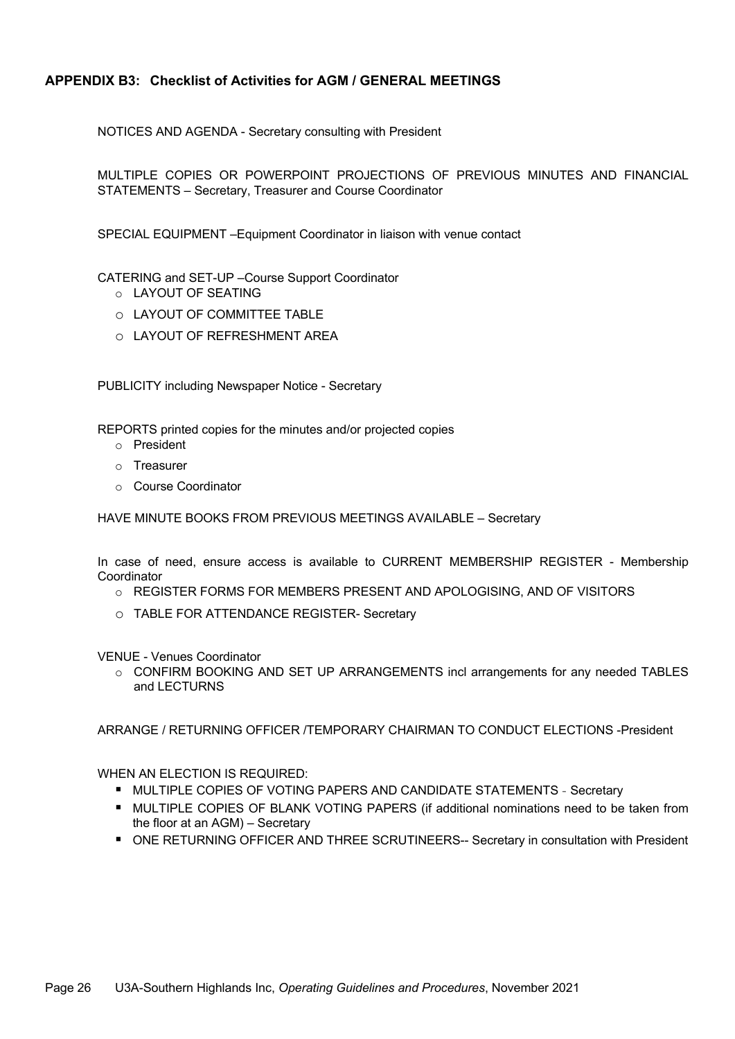## APPENDIX B3: Checklist of Activities for AGM / GENERAL MEETINGS

NOTICES AND AGENDA - Secretary consulting with President

MULTIPLE COPIES OR POWERPOINT PROJECTIONS OF PREVIOUS MINUTES AND FINANCIAL STATEMENTS – Secretary, Treasurer and Course Coordinator

SPECIAL EQUIPMENT –Equipment Coordinator in liaison with venue contact

CATERING and SET-UP –Course Support Coordinator

- LAYOUT OF SEATING
- LAYOUT OF COMMITTEE TABLE
- LAYOUT OF REFRESHMENT AREA

PUBLICITY including Newspaper Notice - Secretary

REPORTS printed copies for the minutes and/or projected copies

- President
- Treasurer
- Course Coordinator

HAVE MINUTE BOOKS FROM PREVIOUS MEETINGS AVAILABLE – Secretary

In case of need, ensure access is available to CURRENT MEMBERSHIP REGISTER - Membership Coordinator

- REGISTER FORMS FOR MEMBERS PRESENT AND APOLOGISING, AND OF VISITORS
- TABLE FOR ATTENDANCE REGISTER- Secretary

VENUE - Venues Coordinator

- CONFIRM BOOKING AND SET UP ARRANGEMENTS incl arrangements for any needed TABLES and LECTURNS

ARRANGE / RETURNING OFFICER /TEMPORARY CHAIRMAN TO CONDUCT ELECTIONS -President

WHEN AN ELECTION IS REQUIRED:

- MULTIPLE COPIES OF VOTING PAPERS AND CANDIDATE STATEMENTS - Secretary
- MULTIPLE COPIES OF BLANK VOTING PAPERS (if additional nominations need to be taken from the floor at an AGM) – Secretary
- ONE RETURNING OFFICER AND THREE SCRUTINEERS-- Secretary in consultation with President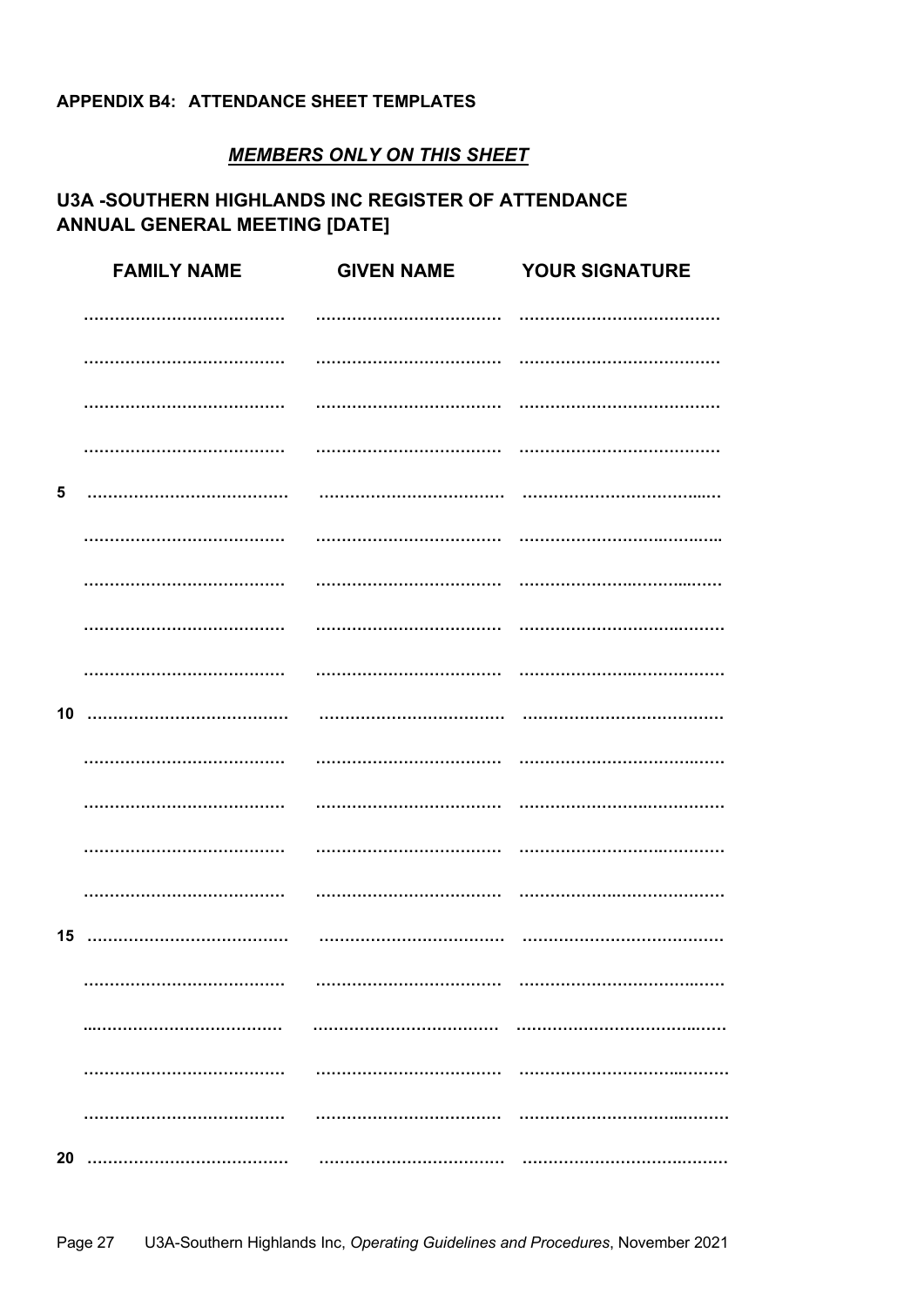**APPENDIX B4: ATTENDANCE SHEET TEMPLATES**

***MEMBERS ONLY ON THIS SHEET***

**U3A -SOUTHERN HIGHLANDS INC REGISTER OF ATTENDANCE**
**ANNUAL GENERAL MEETING [DATE]**

| | FAMILY NAME | GIVEN NAME | YOUR SIGNATURE |
|---|---|---|---|
| | ………………………………… | ……………………………… | ………………………………… |
| | ………………………………… | ……………………………… | ………………………………… |
| | ………………………………… | ……………………………… | ………………………………… |
| | ………………………………… | ……………………………… | ………………………………… |
| 5 | ………………………………… | ……………………………… | ………………………………… |
| | ………………………………… | ……………………………… | ………………………………… |
| | ………………………………… | ……………………………… | ………………………………… |
| | ………………………………… | ……………………………… | ………………………………… |
| | ………………………………… | ……………………………… | ………………………………… |
| 10 | ………………………………… | ……………………………… | ………………………………… |
| | ………………………………… | ……………………………… | ………………………………… |
| | ………………………………… | ……………………………… | ………………………………… |
| | ………………………………… | ……………………………… | ………………………………… |
| | ………………………………… | ……………………………… | ………………………………… |
| 15 | ………………………………… | ……………………………… | ………………………………… |
| | ………………………………… | ……………………………… | ………………………………… |
| | ………………………………… | ……………………………… | ………………………………… |
| | ………………………………… | ……………………………… | ………………………………… |
| | ………………………………… | ……………………………… | ………………………………… |
| 20 | ………………………………… | ……………………………… | ………………………………… |

Page 27 U3A-Southern Highlands Inc, *Operating Guidelines and Procedures*, November 2021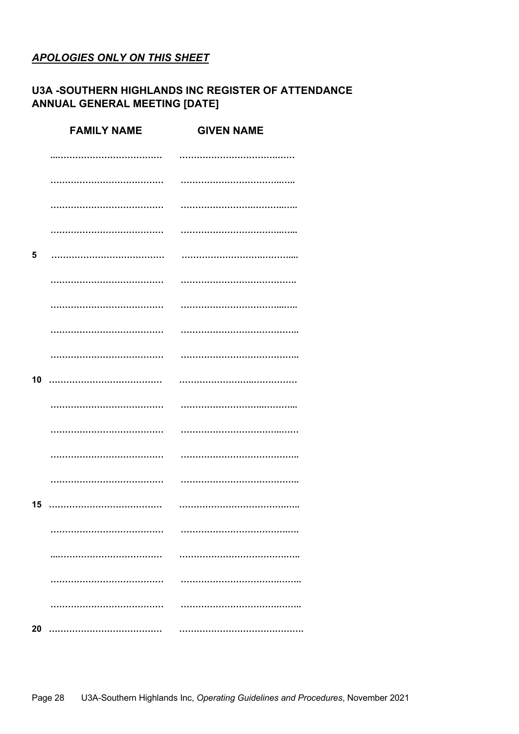***APOLOGIES ONLY ON THIS SHEET***

**U3A -SOUTHERN HIGHLANDS INC REGISTER OF ATTENDANCE**
**ANNUAL GENERAL MEETING [DATE]**

| | FAMILY NAME | GIVEN NAME |
|---|---|---|
| | ………………………………… | ………………………………… |
| | ………………………………… | ………………………………… |
| | ………………………………… | ………………………………… |
| | ………………………………… | ………………………………… |
| 5 | ………………………………… | ………………………………… |
| | ………………………………… | ………………………………… |
| | ………………………………… | ………………………………… |
| | ………………………………… | ………………………………… |
| | ………………………………… | ………………………………… |
| 10 | ………………………………… | ………………………………… |
| | ………………………………… | ………………………………… |
| | ………………………………… | ………………………………… |
| | ………………………………… | ………………………………… |
| | ………………………………… | ………………………………… |
| 15 | ………………………………… | ………………………………… |
| | ………………………………… | ………………………………… |
| | ………………………………… | ………………………………… |
| | ………………………………… | ………………………………… |
| | ………………………………… | ………………………………… |
| 20 | ………………………………… | ………………………………… |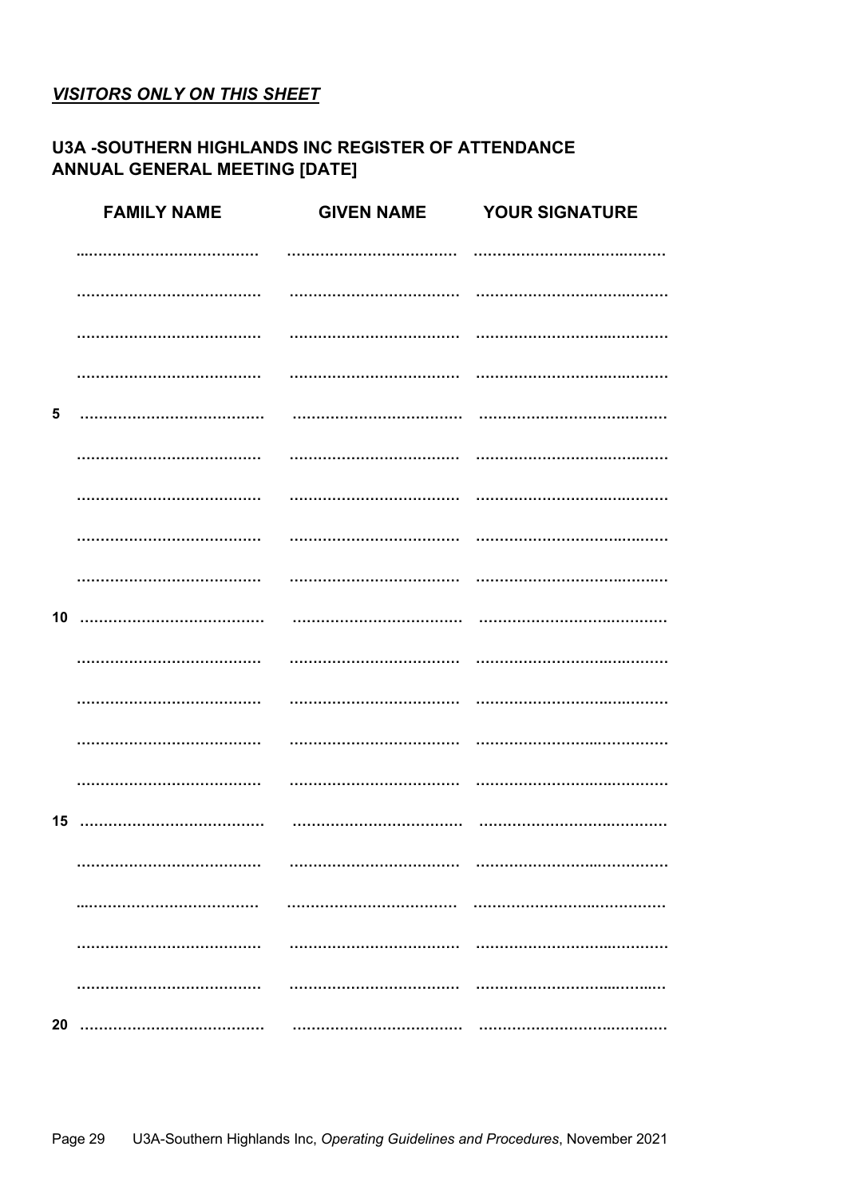***VISITORS ONLY ON THIS SHEET***

## U3A -SOUTHERN HIGHLANDS INC REGISTER OF ATTENDANCE ANNUAL GENERAL MEETING [DATE]

| | FAMILY NAME | GIVEN NAME | YOUR SIGNATURE |
|---|---|---|---|
| | ………………………… | ………………………… | ………………………… |
| | ………………………… | ………………………… | ………………………… |
| | ………………………… | ………………………… | ………………………… |
| | ………………………… | ………………………… | ………………………… |
| 5 | ………………………… | ………………………… | ………………………… |
| | ………………………… | ………………………… | ………………………… |
| | ………………………… | ………………………… | ………………………… |
| | ………………………… | ………………………… | ………………………… |
| | ………………………… | ………………………… | ………………………… |
| 10 | ………………………… | ………………………… | ………………………… |
| | ………………………… | ………………………… | ………………………… |
| | ………………………… | ………………………… | ………………………… |
| | ………………………… | ………………………… | ………………………… |
| | ………………………… | ………………………… | ………………………… |
| 15 | ………………………… | ………………………… | ………………………… |
| | ………………………… | ………………………… | ………………………… |
| | ………………………… | ………………………… | ………………………… |
| | ………………………… | ………………………… | ………………………… |
| | ………………………… | ………………………… | ………………………… |
| 20 | ………………………… | ………………………… | ………………………… |